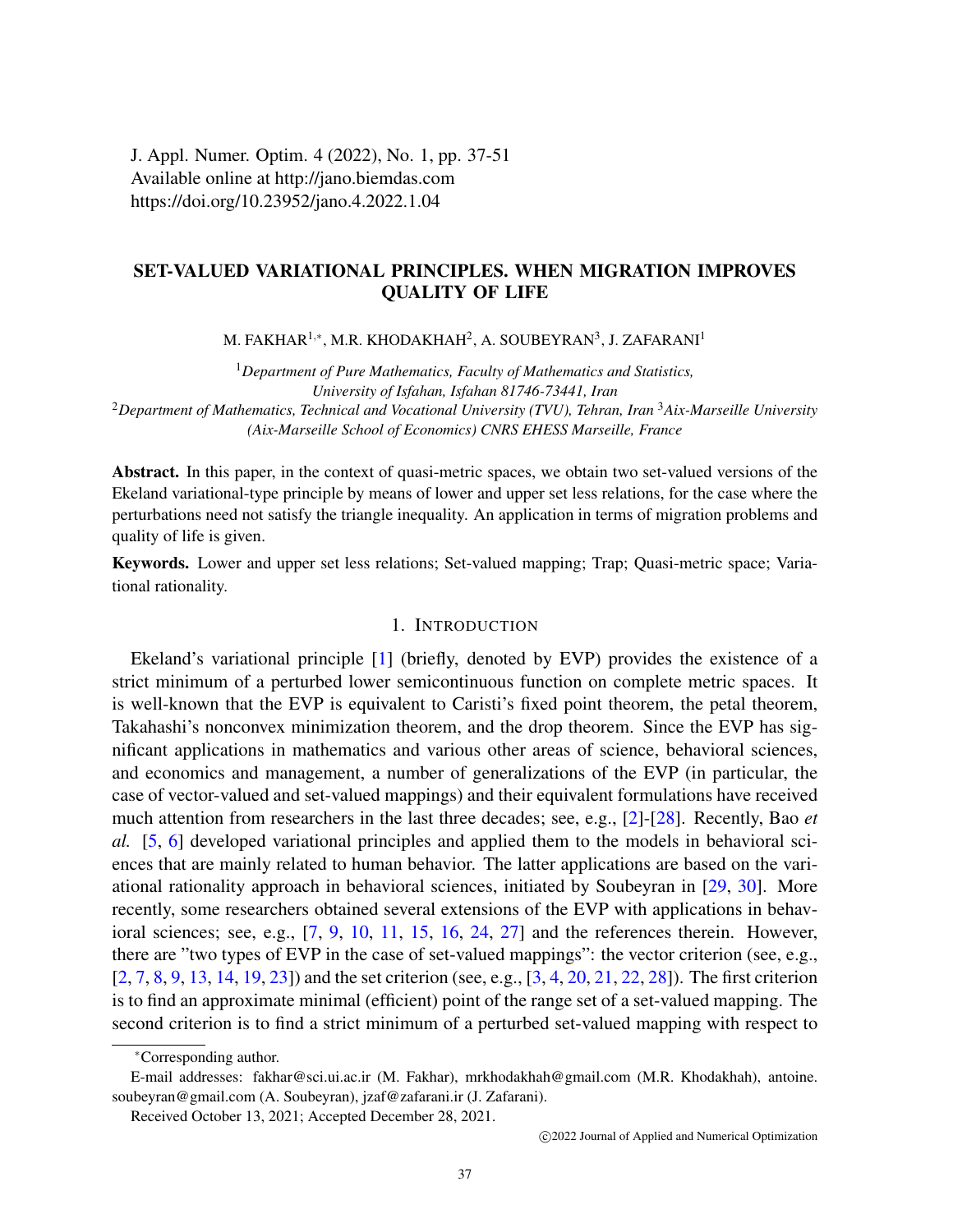J. Appl. Numer. Optim. 4 (2022), No. 1, pp. 37-51
Available online at http://jano.biemdas.com
https://doi.org/10.23952/jano.4.2022.1.04

# SET-VALUED VARIATIONAL PRINCIPLES. WHEN MIGRATION IMPROVES QUALITY OF LIFE

M. FAKHAR[1,*], M.R. KHODAKHAH[2], A. SOUBEYRAN[3], J. ZAFARANI[1]

[1]*Department of Pure Mathematics, Faculty of Mathematics and Statistics, University of Isfahan, Isfahan 81746-73441, Iran*
[2]*Department of Mathematics, Technical and Vocational University (TVU), Tehran, Iran* [3]*Aix-Marseille University (Aix-Marseille School of Economics) CNRS EHESS Marseille, France*

**Abstract.** In this paper, in the context of quasi-metric spaces, we obtain two set-valued versions of the Ekeland variational-type principle by means of lower and upper set less relations, for the case where the perturbations need not satisfy the triangle inequality. An application in terms of migration problems and quality of life is given.

**Keywords.** Lower and upper set less relations; Set-valued mapping; Trap; Quasi-metric space; Variational rationality.

## 1. Introduction

Ekeland's variational principle [1] (briefly, denoted by EVP) provides the existence of a strict minimum of a perturbed lower semicontinuous function on complete metric spaces. It is well-known that the EVP is equivalent to Caristi's fixed point theorem, the petal theorem, Takahashi's nonconvex minimization theorem, and the drop theorem. Since the EVP has significant applications in mathematics and various other areas of science, behavioral sciences, and economics and management, a number of generalizations of the EVP (in particular, the case of vector-valued and set-valued mappings) and their equivalent formulations have received much attention from researchers in the last three decades; see, e.g., [2]-[28]. Recently, Bao *et al.* [5, 6] developed variational principles and applied them to the models in behavioral sciences that are mainly related to human behavior. The latter applications are based on the variational rationality approach in behavioral sciences, initiated by Soubeyran in [29, 30]. More recently, some researchers obtained several extensions of the EVP with applications in behavioral sciences; see, e.g., [7, 9, 10, 11, 15, 16, 24, 27] and the references therein. However, there are "two types of EVP in the case of set-valued mappings": the vector criterion (see, e.g., [2, 7, 8, 9, 13, 14, 19, 23]) and the set criterion (see, e.g., [3, 4, 20, 21, 22, 28]). The first criterion is to find an approximate minimal (efficient) point of the range set of a set-valued mapping. The second criterion is to find a strict minimum of a perturbed set-valued mapping with respect to

---

*Corresponding author.

E-mail addresses: fakhar@sci.ui.ac.ir (M. Fakhar), mrkhodakhah@gmail.com (M.R. Khodakhah), antoine.soubeyran@gmail.com (A. Soubeyran), jzaf@zafarani.ir (J. Zafarani).

Received October 13, 2021; Accepted December 28, 2021.

©2022 Journal of Applied and Numerical Optimization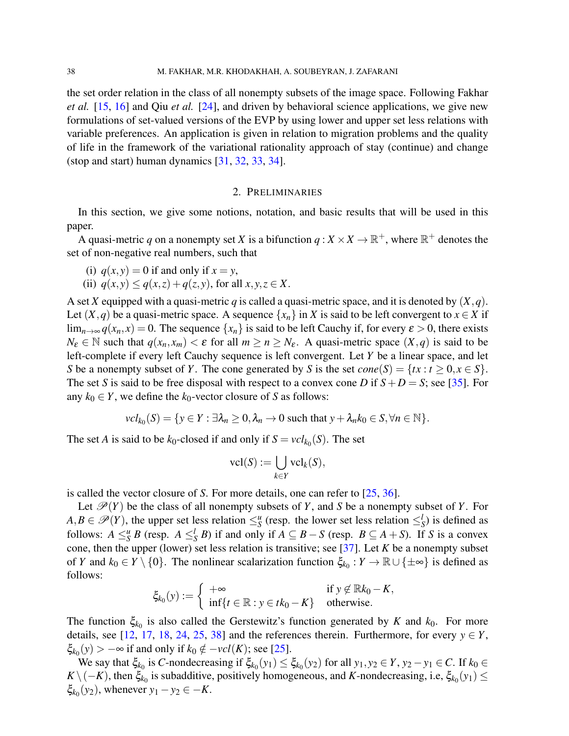the set order relation in the class of all nonempty subsets of the image space. Following Fakhar *et al.* [15, 16] and Qiu *et al.* [24], and driven by behavioral science applications, we give new formulations of set-valued versions of the EVP by using lower and upper set less relations with variable preferences. An application is given in relation to migration problems and the quality of life in the framework of the variational rationality approach of stay (continue) and change (stop and start) human dynamics [31, 32, 33, 34].

## 2. Preliminaries

In this section, we give some notions, notation, and basic results that will be used in this paper.

A quasi-metric $q$ on a nonempty set $X$ is a bifunction $q : X \times X \to \mathbb{R}^+$, where $\mathbb{R}^+$ denotes the set of non-negative real numbers, such that

(i) $q(x,y) = 0$ if and only if $x = y$,
(ii) $q(x,y) \leq q(x,z) + q(z,y)$, for all $x,y,z \in X$.

A set $X$ equipped with a quasi-metric $q$ is called a quasi-metric space, and it is denoted by $(X,q)$. Let $(X,q)$ be a quasi-metric space. A sequence $\{x_n\}$ in $X$ is said to be left convergent to $x \in X$ if $\lim_{n\to\infty} q(x_n,x) = 0$. The sequence $\{x_n\}$ is said to be left Cauchy if, for every $\varepsilon > 0$, there exists $N_\varepsilon \in \mathbb{N}$ such that $q(x_n,x_m) < \varepsilon$ for all $m \geq n \geq N_\varepsilon$. A quasi-metric space $(X,q)$ is said to be left-complete if every left Cauchy sequence is left convergent. Let $Y$ be a linear space, and let $S$ be a nonempty subset of $Y$. The cone generated by $S$ is the set $cone(S) = \{tx : t \geq 0, x \in S\}$. The set $S$ is said to be free disposal with respect to a convex cone $D$ if $S + D = S$; see [35]. For any $k_0 \in Y$, we define the $k_0$-vector closure of $S$ as follows:

$$vcl_{k_0}(S) = \{y \in Y : \exists \lambda_n \geq 0, \lambda_n \to 0 \text{ such that } y + \lambda_n k_0 \in S, \forall n \in \mathbb{N}\}.$$

The set $A$ is said to be $k_0$-closed if and only if $S = vcl_{k_0}(S)$. The set

$$\mathrm{vcl}(S) := \bigcup_{k \in Y} \mathrm{vcl}_k(S),$$

is called the vector closure of $S$. For more details, one can refer to [25, 36].

Let $\mathscr{P}(Y)$ be the class of all nonempty subsets of $Y$, and $S$ be a nonempty subset of $Y$. For $A,B \in \mathscr{P}(Y)$, the upper set less relation $\preceq^u_S$ (resp. the lower set less relation $\preceq^l_S$) is defined as follows: $A \preceq^u_S B$ (resp. $A \preceq^l_S B$) if and only if $A \subseteq B - S$ (resp. $B \subseteq A + S$). If $S$ is a convex cone, then the upper (lower) set less relation is transitive; see [37]. Let $K$ be a nonempty subset of $Y$ and $k_0 \in Y \setminus \{0\}$. The nonlinear scalarization function $\xi_{k_0} : Y \to \mathbb{R} \cup \{\pm\infty\}$ is defined as follows:

$$\xi_{k_0}(y) := \begin{cases} +\infty & \text{if } y \notin \mathbb{R}k_0 - K, \\ \inf\{t \in \mathbb{R} : y \in tk_0 - K\} & \text{otherwise.} \end{cases}$$

The function $\xi_{k_0}$ is also called the Gerstewitz's function generated by $K$ and $k_0$. For more details, see [12, 17, 18, 24, 25, 38] and the references therein. Furthermore, for every $y \in Y$, $\xi_{k_0}(y) > -\infty$ if and only if $k_0 \notin -vcl(K)$; see [25].

We say that $\xi_{k_0}$ is $C$-nondecreasing if $\xi_{k_0}(y_1) \leq \xi_{k_0}(y_2)$ for all $y_1, y_2 \in Y$, $y_2 - y_1 \in C$. If $k_0 \in K \setminus (-K)$, then $\xi_{k_0}$ is subadditive, positively homogeneous, and $K$-nondecreasing, i.e, $\xi_{k_0}(y_1) \leq \xi_{k_0}(y_2)$, whenever $y_1 - y_2 \in -K$.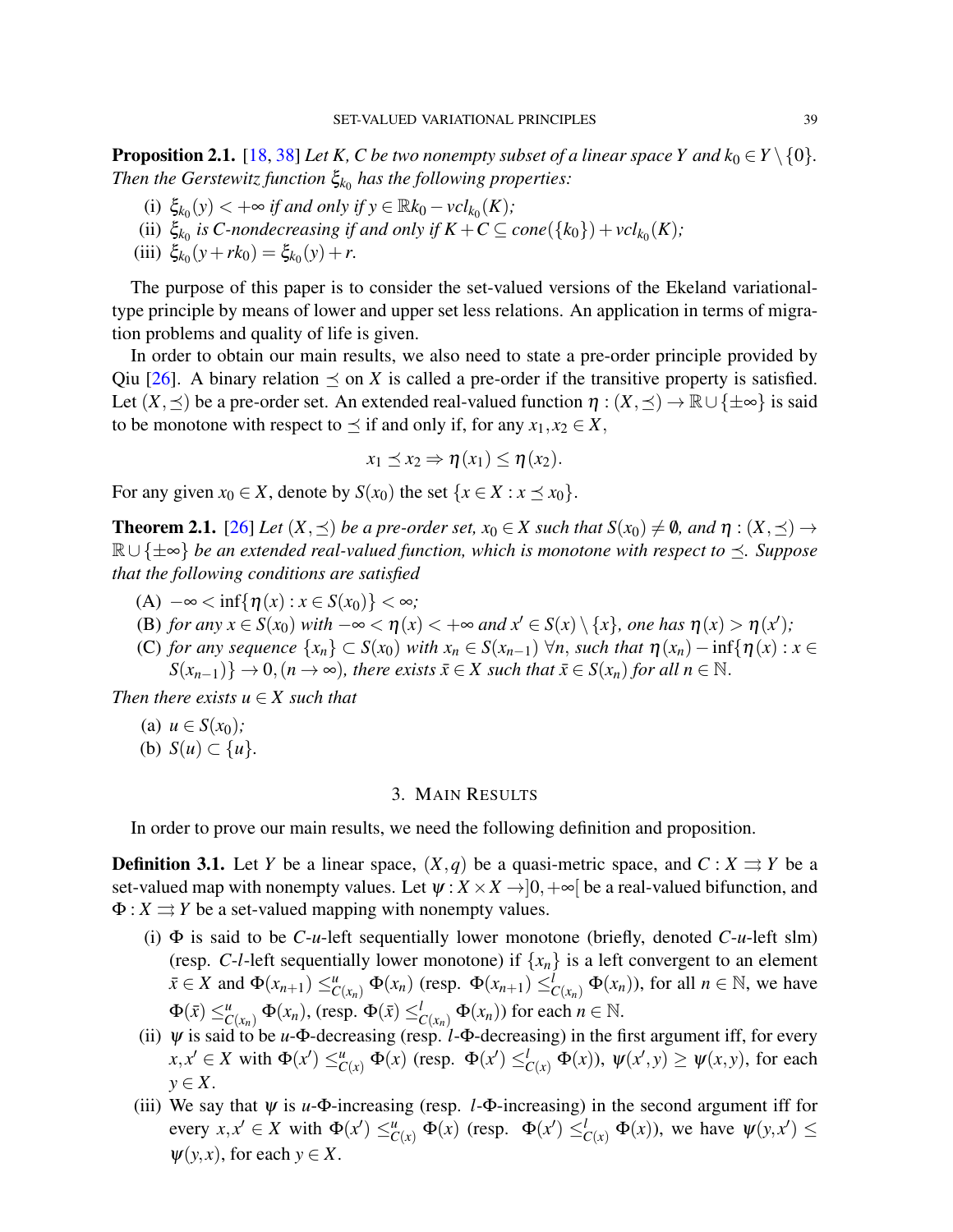**Proposition 2.1.** [18, 38] *Let K, C be two nonempty subset of a linear space Y and $k_0 \in Y \setminus \{0\}$. Then the Gerstewitz function $\xi_{k_0}$ has the following properties:*

(i) $\xi_{k_0}(y) < +\infty$ *if and only if* $y \in \mathbb{R}k_0 - vcl_{k_0}(K)$*;*

(ii) $\xi_{k_0}$ *is C-nondecreasing if and only if* $K + C \subseteq cone(\{k_0\}) + vcl_{k_0}(K)$*;*

(iii) $\xi_{k_0}(y + rk_0) = \xi_{k_0}(y) + r$.

The purpose of this paper is to consider the set-valued versions of the Ekeland variational-type principle by means of lower and upper set less relations. An application in terms of migration problems and quality of life is given.

In order to obtain our main results, we also need to state a pre-order principle provided by Qiu [26]. A binary relation $\preceq$ on $X$ is called a pre-order if the transitive property is satisfied. Let $(X, \preceq)$ be a pre-order set. An extended real-valued function $\eta : (X, \preceq) \to \mathbb{R} \cup \{\pm\infty\}$ is said to be monotone with respect to $\preceq$ if and only if, for any $x_1, x_2 \in X$,

$$x_1 \preceq x_2 \Rightarrow \eta(x_1) \leq \eta(x_2).$$

For any given $x_0 \in X$, denote by $S(x_0)$ the set $\{x \in X : x \preceq x_0\}$.

**Theorem 2.1.** [26] *Let $(X, \preceq)$ be a pre-order set, $x_0 \in X$ such that $S(x_0) \neq \emptyset$, and $\eta : (X, \preceq) \to \mathbb{R} \cup \{\pm\infty\}$ be an extended real-valued function, which is monotone with respect to $\preceq$. Suppose that the following conditions are satisfied*

(A) $-\infty < \inf\{\eta(x) : x \in S(x_0)\} < \infty$*;*

(B) *for any $x \in S(x_0)$ with $-\infty < \eta(x) < +\infty$ and $x' \in S(x) \setminus \{x\}$, one has $\eta(x) > \eta(x')$;*

(C) *for any sequence $\{x_n\} \subset S(x_0)$ with $x_n \in S(x_{n-1})$ $\forall n$, such that $\eta(x_n) - \inf\{\eta(x) : x \in S(x_{n-1})\} \to 0, (n \to \infty)$, there exists $\bar{x} \in X$ such that $\bar{x} \in S(x_n)$ for all $n \in \mathbb{N}$.*

*Then there exists $u \in X$ such that*

(a) $u \in S(x_0)$*;*

(b) $S(u) \subset \{u\}$.

## 3. Main Results

In order to prove our main results, we need the following definition and proposition.

**Definition 3.1.** Let $Y$ be a linear space, $(X, q)$ be a quasi-metric space, and $C : X \rightrightarrows Y$ be a set-valued map with nonempty values. Let $\psi : X \times X \to ]0, +\infty[$ be a real-valued bifunction, and $\Phi : X \rightrightarrows Y$ be a set-valued mapping with nonempty values.

(i) $\Phi$ is said to be $C$-$u$-left sequentially lower monotone (briefly, denoted $C$-$u$-left slm) (resp. $C$-$l$-left sequentially lower monotone) if $\{x_n\}$ is a left convergent to an element $\bar{x} \in X$ and $\Phi(x_{n+1}) \leq^u_{C(x_n)} \Phi(x_n)$ (resp. $\Phi(x_{n+1}) \leq^l_{C(x_n)} \Phi(x_n)$), for all $n \in \mathbb{N}$, we have $\Phi(\bar{x}) \leq^u_{C(x_n)} \Phi(x_n)$, (resp. $\Phi(\bar{x}) \leq^l_{C(x_n)} \Phi(x_n)$) for each $n \in \mathbb{N}$.

(ii) $\psi$ is said to be $u$-$\Phi$-decreasing (resp. $l$-$\Phi$-decreasing) in the first argument iff, for every $x, x' \in X$ with $\Phi(x') \leq^u_{C(x)} \Phi(x)$ (resp. $\Phi(x') \leq^l_{C(x)} \Phi(x)$), $\psi(x', y) \geq \psi(x, y)$, for each $y \in X$.

(iii) We say that $\psi$ is $u$-$\Phi$-increasing (resp. $l$-$\Phi$-increasing) in the second argument iff for every $x, x' \in X$ with $\Phi(x') \leq^u_{C(x)} \Phi(x)$ (resp. $\Phi(x') \leq^l_{C(x)} \Phi(x)$), we have $\psi(y, x') \leq \psi(y, x)$, for each $y \in X$.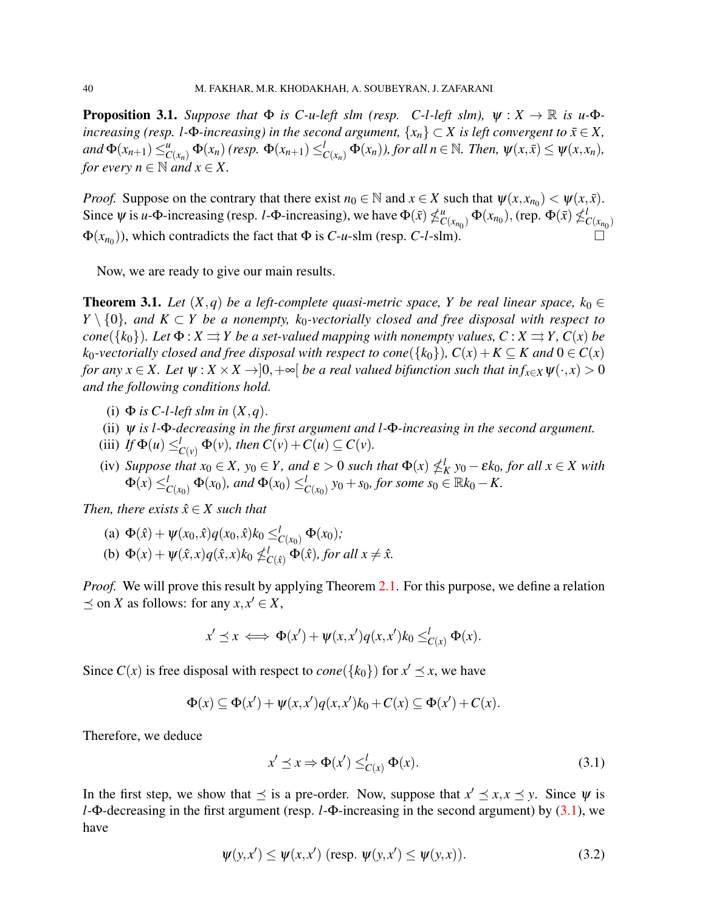**Proposition 3.1.** *Suppose that $\Phi$ is $C$-$u$-left slm (resp. $C$-$l$-left slm), $\psi : X \to \mathbb{R}$ is $u$-$\Phi$-increasing (resp. $l$-$\Phi$-increasing) in the second argument, $\{x_n\} \subset X$ is left convergent to $\bar{x} \in X$, and $\Phi(x_{n+1}) \preceq^u_{C(x_n)} \Phi(x_n)$ (resp. $\Phi(x_{n+1}) \preceq^l_{C(x_n)} \Phi(x_n)$), for all $n \in \mathbb{N}$. Then, $\psi(x,\bar{x}) \leq \psi(x,x_n)$, for every $n \in \mathbb{N}$ and $x \in X$.*

*Proof.* Suppose on the contrary that there exist $n_0 \in \mathbb{N}$ and $x \in X$ such that $\psi(x,x_{n_0}) < \psi(x,\bar{x})$. Since $\psi$ is $u$-$\Phi$-increasing (resp. $l$-$\Phi$-increasing), we have $\Phi(\bar{x}) \npreceq^u_{C(x_{n_0})} \Phi(x_{n_0})$, (rep. $\Phi(\bar{x}) \npreceq^l_{C(x_{n_0})} \Phi(x_{n_0})$), which contradicts the fact that $\Phi$ is $C$-$u$-slm (resp. $C$-$l$-slm). □

Now, we are ready to give our main results.

**Theorem 3.1.** *Let $(X,q)$ be a left-complete quasi-metric space, $Y$ be real linear space, $k_0 \in Y \setminus \{0\}$, and $K \subset Y$ be a nonempty, $k_0$-vectorially closed and free disposal with respect to $cone(\{k_0\})$. Let $\Phi : X \rightrightarrows Y$ be a set-valued mapping with nonempty values, $C : X \rightrightarrows Y$, $C(x)$ be $k_0$-vectorially closed and free disposal with respect to $cone(\{k_0\})$, $C(x)+K \subseteq K$ and $0 \in C(x)$ for any $x \in X$. Let $\psi : X \times X \to ]0,+\infty[$ be a real valued bifunction such that $\inf_{x\in X} \psi(\cdot,x) > 0$ and the following conditions hold.*

- (i) *$\Phi$ is $C$-$l$-left slm in $(X,q)$.*
- (ii) *$\psi$ is $l$-$\Phi$-decreasing in the first argument and $l$-$\Phi$-increasing in the second argument.*
- (iii) *If $\Phi(u) \preceq^l_{C(v)} \Phi(v)$, then $C(v)+C(u) \subseteq C(v)$.*
- (iv) *Suppose that $x_0 \in X$, $y_0 \in Y$, and $\varepsilon > 0$ such that $\Phi(x) \npreceq^l_K y_0 - \varepsilon k_0$, for all $x \in X$ with $\Phi(x) \preceq^l_{C(x_0)} \Phi(x_0)$, and $\Phi(x_0) \preceq^l_{C(x_0)} y_0 + s_0$, for some $s_0 \in \mathbb{R}k_0 - K$.*

*Then, there exists $\hat{x} \in X$ such that*

- (a) *$\Phi(\hat{x}) + \psi(x_0,\hat{x})q(x_0,\hat{x})k_0 \preceq^l_{C(x_0)} \Phi(x_0)$;*
- (b) *$\Phi(x) + \psi(\hat{x},x)q(\hat{x},x)k_0 \npreceq^l_{C(\hat{x})} \Phi(\hat{x})$, for all $x \neq \hat{x}$.*

*Proof.* We will prove this result by applying Theorem 2.1. For this purpose, we define a relation $\preceq$ on $X$ as follows: for any $x,x' \in X$,

$$x' \preceq x \iff \Phi(x') + \psi(x,x')q(x,x')k_0 \preceq^l_{C(x)} \Phi(x).$$

Since $C(x)$ is free disposal with respect to $cone(\{k_0\})$ for $x' \preceq x$, we have

$$\Phi(x) \subseteq \Phi(x') + \psi(x,x')q(x,x')k_0 + C(x) \subseteq \Phi(x') + C(x).$$

Therefore, we deduce

$$x' \preceq x \Rightarrow \Phi(x') \preceq^l_{C(x)} \Phi(x). \tag{3.1}$$

In the first step, we show that $\preceq$ is a pre-order. Now, suppose that $x' \preceq x, x \preceq y$. Since $\psi$ is $l$-$\Phi$-decreasing in the first argument (resp. $l$-$\Phi$-increasing in the second argument) by (3.1), we have

$$\psi(y,x') \leq \psi(x,x') \text{ (resp. } \psi(y,x') \leq \psi(y,x)). \tag{3.2}$$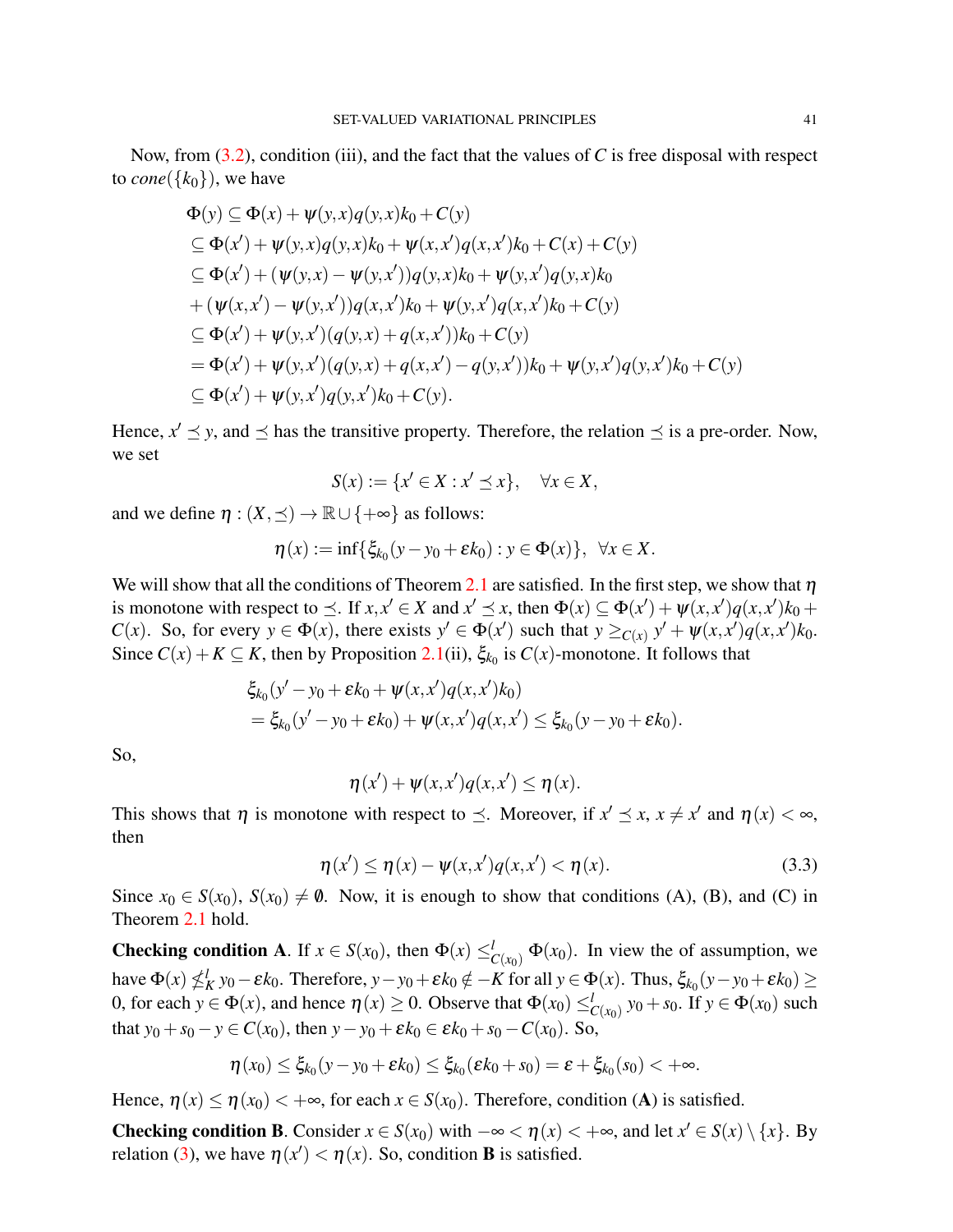Now, from (3.2), condition (iii), and the fact that the values of $C$ is free disposal with respect to $cone(\{k_0\})$, we have

$$
\begin{aligned}
&\Phi(y) \subseteq \Phi(x) + \psi(y,x)q(y,x)k_0 + C(y) \\
&\subseteq \Phi(x') + \psi(y,x)q(y,x)k_0 + \psi(x,x')q(x,x')k_0 + C(x) + C(y) \\
&\subseteq \Phi(x') + (\psi(y,x) - \psi(y,x'))q(y,x)k_0 + \psi(y,x')q(y,x)k_0 \\
&+ (\psi(x,x') - \psi(y,x'))q(x,x')k_0 + \psi(y,x')q(x,x')k_0 + C(y) \\
&\subseteq \Phi(x') + \psi(y,x')(q(y,x) + q(x,x'))k_0 + C(y) \\
&= \Phi(x') + \psi(y,x')(q(y,x) + q(x,x') - q(y,x'))k_0 + \psi(y,x')q(y,x')k_0 + C(y) \\
&\subseteq \Phi(x') + \psi(y,x')q(y,x')k_0 + C(y).
\end{aligned}
$$

Hence, $x' \preceq y$, and $\preceq$ has the transitive property. Therefore, the relation $\preceq$ is a pre-order. Now, we set

$$S(x) := \{x' \in X : x' \preceq x\}, \quad \forall x \in X,$$

and we define $\eta : (X, \preceq) \to \mathbb{R} \cup \{+\infty\}$ as follows:

$$\eta(x) := \inf\{\xi_{k_0}(y - y_0 + \varepsilon k_0) : y \in \Phi(x)\}, \ \ \forall x \in X.$$

We will show that all the conditions of Theorem 2.1 are satisfied. In the first step, we show that $\eta$ is monotone with respect to $\preceq$. If $x, x' \in X$ and $x' \preceq x$, then $\Phi(x) \subseteq \Phi(x') + \psi(x,x')q(x,x')k_0 + C(x)$. So, for every $y \in \Phi(x)$, there exists $y' \in \Phi(x')$ such that $y \geq_{C(x)} y' + \psi(x,x')q(x,x')k_0$. Since $C(x) + K \subseteq K$, then by Proposition 2.1(ii), $\xi_{k_0}$ is $C(x)$-monotone. It follows that

$$
\begin{aligned}
&\xi_{k_0}(y' - y_0 + \varepsilon k_0 + \psi(x,x')q(x,x')k_0) \\
&= \xi_{k_0}(y' - y_0 + \varepsilon k_0) + \psi(x,x')q(x,x') \leq \xi_{k_0}(y - y_0 + \varepsilon k_0).
\end{aligned}
$$

So,

$$\eta(x') + \psi(x,x')q(x,x') \leq \eta(x).$$

This shows that $\eta$ is monotone with respect to $\preceq$. Moreover, if $x' \preceq x$, $x \neq x'$ and $\eta(x) < \infty$, then

$$\eta(x') \leq \eta(x) - \psi(x,x')q(x,x') < \eta(x). \tag{3.3}$$

Since $x_0 \in S(x_0)$, $S(x_0) \neq \emptyset$. Now, it is enough to show that conditions (A), (B), and (C) in Theorem 2.1 hold.

**Checking condition A**. If $x \in S(x_0)$, then $\Phi(x) \leq^l_{C(x_0)} \Phi(x_0)$. In view the of assumption, we have $\Phi(x) \not\leq^l_K y_0 - \varepsilon k_0$. Therefore, $y - y_0 + \varepsilon k_0 \notin -K$ for all $y \in \Phi(x)$. Thus, $\xi_{k_0}(y - y_0 + \varepsilon k_0) \geq 0$, for each $y \in \Phi(x)$, and hence $\eta(x) \geq 0$. Observe that $\Phi(x_0) \leq^l_{C(x_0)} y_0 + s_0$. If $y \in \Phi(x_0)$ such that $y_0 + s_0 - y \in C(x_0)$, then $y - y_0 + \varepsilon k_0 \in \varepsilon k_0 + s_0 - C(x_0)$. So,

$$\eta(x_0) \leq \xi_{k_0}(y - y_0 + \varepsilon k_0) \leq \xi_{k_0}(\varepsilon k_0 + s_0) = \varepsilon + \xi_{k_0}(s_0) < +\infty.$$

Hence, $\eta(x) \leq \eta(x_0) < +\infty$, for each $x \in S(x_0)$. Therefore, condition (**A**) is satisfied.

**Checking condition B**. Consider $x \in S(x_0)$ with $-\infty < \eta(x) < +\infty$, and let $x' \in S(x) \setminus \{x\}$. By relation (3), we have $\eta(x') < \eta(x)$. So, condition **B** is satisfied.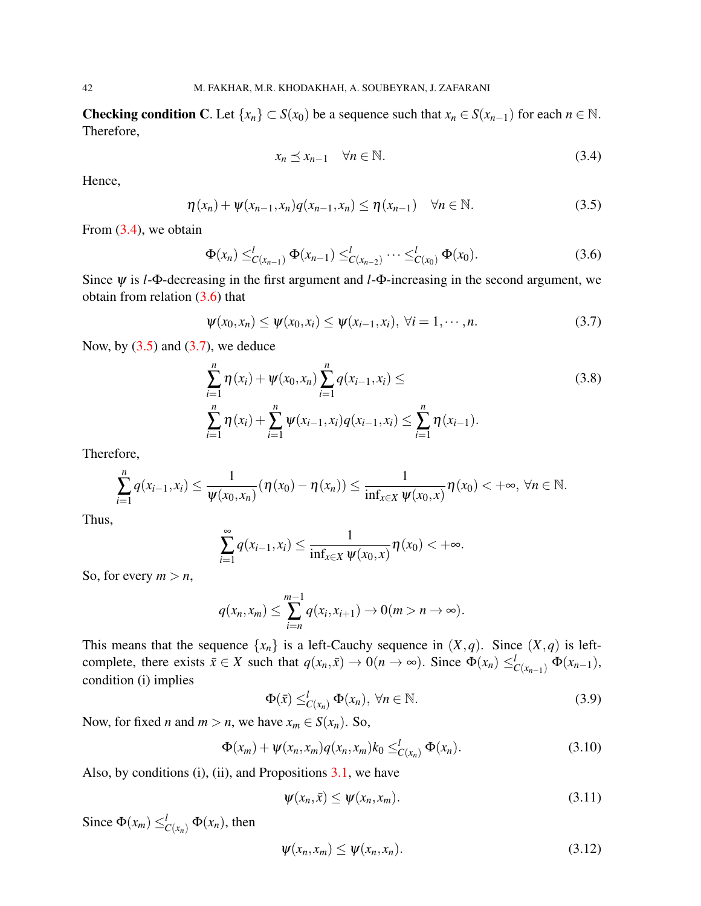**Checking condition C**. Let $\{x_n\} \subset S(x_0)$ be a sequence such that $x_n \in S(x_{n-1})$ for each $n \in \mathbb{N}$. Therefore,

$$x_n \preceq x_{n-1} \quad \forall n \in \mathbb{N}. \tag{3.4}$$

Hence,

$$\eta(x_n) + \psi(x_{n-1},x_n)q(x_{n-1},x_n) \leq \eta(x_{n-1}) \quad \forall n \in \mathbb{N}. \tag{3.5}$$

From (3.4), we obtain

$$\Phi(x_n) \leq^l_{C(x_{n-1})} \Phi(x_{n-1}) \leq^l_{C(x_{n-2})} \cdots \leq^l_{C(x_0)} \Phi(x_0). \tag{3.6}$$

Since $\psi$ is $l$-$\Phi$-decreasing in the first argument and $l$-$\Phi$-increasing in the second argument, we obtain from relation (3.6) that

$$\psi(x_0,x_n) \leq \psi(x_0,x_i) \leq \psi(x_{i-1},x_i), \ \forall i = 1,\cdots,n. \tag{3.7}$$

Now, by (3.5) and (3.7), we deduce

$$\begin{aligned} &\sum_{i=1}^{n} \eta(x_i) + \psi(x_0,x_n) \sum_{i=1}^{n} q(x_{i-1},x_i) \leq \\ &\sum_{i=1}^{n} \eta(x_i) + \sum_{i=1}^{n} \psi(x_{i-1},x_i) q(x_{i-1},x_i) \leq \sum_{i=1}^{n} \eta(x_{i-1}). \end{aligned} \tag{3.8}$$

Therefore,

$$\sum_{i=1}^{n} q(x_{i-1},x_i) \leq \frac{1}{\psi(x_0,x_n)}(\eta(x_0) - \eta(x_n)) \leq \frac{1}{\inf_{x\in X} \psi(x_0,x)}\eta(x_0) < +\infty, \ \forall n \in \mathbb{N}.$$

Thus,

$$\sum_{i=1}^{\infty} q(x_{i-1},x_i) \leq \frac{1}{\inf_{x\in X} \psi(x_0,x)}\eta(x_0) < +\infty.$$

So, for every $m > n$,

$$q(x_n,x_m) \leq \sum_{i=n}^{m-1} q(x_i,x_{i+1}) \to 0 (m > n \to \infty).$$

This means that the sequence $\{x_n\}$ is a left-Cauchy sequence in $(X,q)$. Since $(X,q)$ is left-complete, there exists $\bar{x} \in X$ such that $q(x_n,\bar{x}) \to 0 (n \to \infty)$. Since $\Phi(x_n) \leq^l_{C(x_{n-1})} \Phi(x_{n-1})$, condition (i) implies

$$\Phi(\bar{x}) \leq^l_{C(x_n)} \Phi(x_n), \ \forall n \in \mathbb{N}. \tag{3.9}$$

Now, for fixed $n$ and $m > n$, we have $x_m \in S(x_n)$. So,

$$\Phi(x_m) + \psi(x_n,x_m)q(x_n,x_m)k_0 \leq^l_{C(x_n)} \Phi(x_n). \tag{3.10}$$

Also, by conditions (i), (ii), and Propositions 3.1, we have

$$\psi(x_n,\bar{x}) \leq \psi(x_n,x_m). \tag{3.11}$$

Since $\Phi(x_m) \leq^l_{C(x_n)} \Phi(x_n)$, then

$$\psi(x_n,x_m) \leq \psi(x_n,x_n). \tag{3.12}$$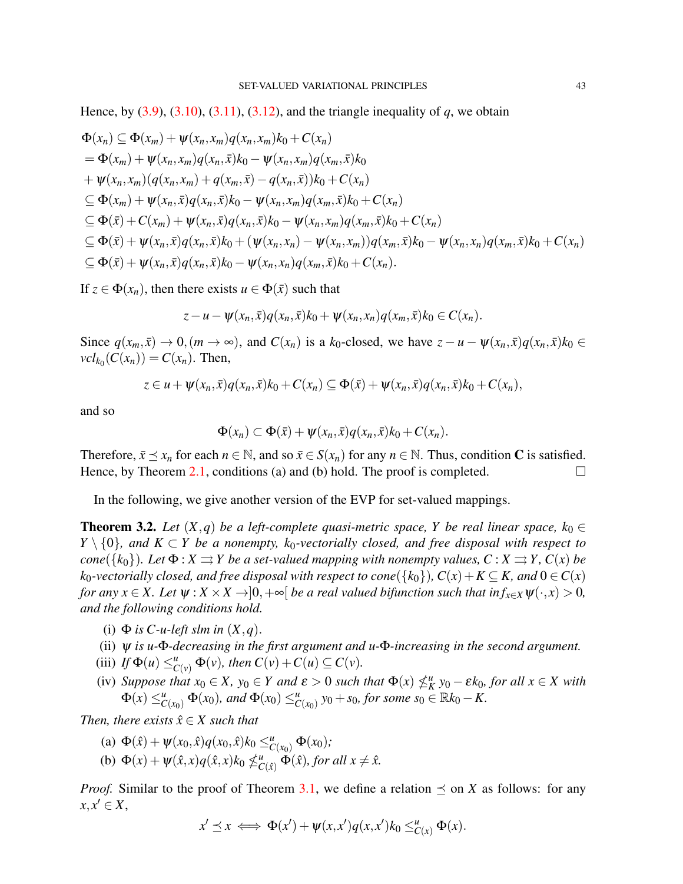Hence, by (3.9), (3.10), (3.11), (3.12), and the triangle inequality of $q$, we obtain

$$
\begin{aligned}
&\Phi(x_n) \subseteq \Phi(x_m) + \psi(x_n,x_m)q(x_n,x_m)k_0 + C(x_n) \\
&= \Phi(x_m) + \psi(x_n,x_m)q(x_n,\bar{x})k_0 - \psi(x_n,x_m)q(x_m,\bar{x})k_0 \\
&+ \psi(x_n,x_m)(q(x_n,x_m) + q(x_m,\bar{x}) - q(x_n,\bar{x}))k_0 + C(x_n) \\
&\subseteq \Phi(x_m) + \psi(x_n,\bar{x})q(x_n,\bar{x})k_0 - \psi(x_n,x_m)q(x_m,\bar{x})k_0 + C(x_n) \\
&\subseteq \Phi(\bar{x}) + C(x_m) + \psi(x_n,\bar{x})q(x_n,\bar{x})k_0 - \psi(x_n,x_m)q(x_m,\bar{x})k_0 + C(x_n) \\
&\subseteq \Phi(\bar{x}) + \psi(x_n,\bar{x})q(x_n,\bar{x})k_0 + (\psi(x_n,x_n) - \psi(x_n,x_m))q(x_m,\bar{x})k_0 - \psi(x_n,x_n)q(x_m,\bar{x})k_0 + C(x_n) \\
&\subseteq \Phi(\bar{x}) + \psi(x_n,\bar{x})q(x_n,\bar{x})k_0 - \psi(x_n,x_n)q(x_m,\bar{x})k_0 + C(x_n).
\end{aligned}
$$

If $z \in \Phi(x_n)$, then there exists $u \in \Phi(\bar{x})$ such that

$$z - u - \psi(x_n,\bar{x})q(x_n,\bar{x})k_0 + \psi(x_n,x_n)q(x_m,\bar{x})k_0 \in C(x_n).$$

Since $q(x_m,\bar{x}) \to 0, (m \to \infty)$, and $C(x_n)$ is a $k_0$-closed, we have $z - u - \psi(x_n,\bar{x})q(x_n,\bar{x})k_0 \in vcl_{k_0}(C(x_n)) = C(x_n)$. Then,

$$z \in u + \psi(x_n,\bar{x})q(x_n,\bar{x})k_0 + C(x_n) \subseteq \Phi(\bar{x}) + \psi(x_n,\bar{x})q(x_n,\bar{x})k_0 + C(x_n),$$

and so

$$\Phi(x_n) \subset \Phi(\bar{x}) + \psi(x_n,\bar{x})q(x_n,\bar{x})k_0 + C(x_n).$$

Therefore, $\bar{x} \preceq x_n$ for each $n \in \mathbb{N}$, and so $\bar{x} \in S(x_n)$ for any $n \in \mathbb{N}$. Thus, condition **C** is satisfied. Hence, by Theorem 2.1, conditions (a) and (b) hold. The proof is completed. $\square$

In the following, we give another version of the EVP for set-valued mappings.

**Theorem 3.2.** *Let $(X,q)$ be a left-complete quasi-metric space, $Y$ be real linear space, $k_0 \in Y \setminus \{0\}$, and $K \subset Y$ be a nonempty, $k_0$-vectorially closed, and free disposal with respect to $cone(\{k_0\})$. Let $\Phi : X \rightrightarrows Y$ be a set-valued mapping with nonempty values, $C : X \rightrightarrows Y$, $C(x)$ be $k_0$-vectorially closed, and free disposal with respect to $cone(\{k_0\})$, $C(x) + K \subseteq K$, and $0 \in C(x)$ for any $x \in X$. Let $\psi : X \times X \to ]0,+\infty[$ be a real valued bifunction such that $\inf_{x\in X} \psi(\cdot,x) > 0$, and the following conditions hold.*

- (i) *$\Phi$ is $C$-$u$-left slm in $(X,q)$.*
- (ii) *$\psi$ is $u$-$\Phi$-decreasing in the first argument and $u$-$\Phi$-increasing in the second argument.*
- (iii) *If $\Phi(u) \leq^u_{C(v)} \Phi(v)$, then $C(v) + C(u) \subseteq C(v)$.*
- (iv) *Suppose that $x_0 \in X$, $y_0 \in Y$ and $\varepsilon > 0$ such that $\Phi(x) \not\leq^u_K y_0 - \varepsilon k_0$, for all $x \in X$ with $\Phi(x) \leq^u_{C(x_0)} \Phi(x_0)$, and $\Phi(x_0) \leq^u_{C(x_0)} y_0 + s_0$, for some $s_0 \in \mathbb{R}k_0 - K$.*

*Then, there exists $\hat{x} \in X$ such that*

- (a) *$\Phi(\hat{x}) + \psi(x_0,\hat{x})q(x_0,\hat{x})k_0 \leq^u_{C(x_0)} \Phi(x_0)$;*
- (b) *$\Phi(x) + \psi(\hat{x},x)q(\hat{x},x)k_0 \not\leq^u_{C(\hat{x})} \Phi(\hat{x})$, for all $x \neq \hat{x}$.*

*Proof.* Similar to the proof of Theorem 3.1, we define a relation $\preceq$ on $X$ as follows: for any $x, x' \in X$,

$$x' \preceq x \iff \Phi(x') + \psi(x,x')q(x,x')k_0 \leq^u_{C(x)} \Phi(x).$$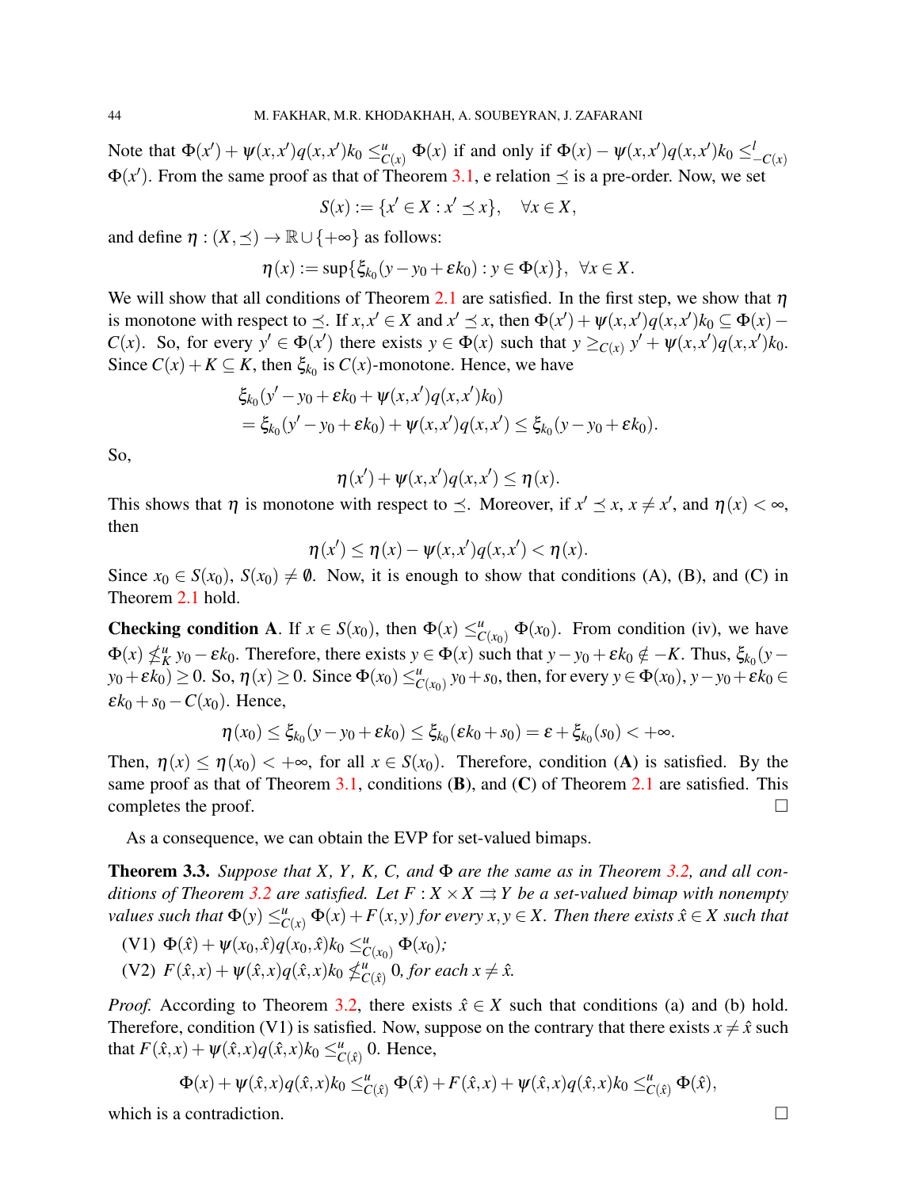Note that $\Phi(x') + \psi(x,x')q(x,x')k_0 \leq^u_{C(x)} \Phi(x)$ if and only if $\Phi(x) - \psi(x,x')q(x,x')k_0 \leq^l_{-C(x)} \Phi(x')$. From the same proof as that of Theorem 3.1, e relation $\preceq$ is a pre-order. Now, we set

$$S(x) := \{x' \in X : x' \preceq x\}, \quad \forall x \in X,$$

and define $\eta : (X,\preceq) \to \mathbb{R} \cup \{+\infty\}$ as follows:

$$\eta(x) := \sup\{\xi_{k_0}(y - y_0 + \varepsilon k_0) : y \in \Phi(x)\}, \ \ \forall x \in X.$$

We will show that all conditions of Theorem 2.1 are satisfied. In the first step, we show that $\eta$ is monotone with respect to $\preceq$. If $x, x' \in X$ and $x' \preceq x$, then $\Phi(x') + \psi(x,x')q(x,x')k_0 \subseteq \Phi(x) - C(x)$. So, for every $y' \in \Phi(x')$ there exists $y \in \Phi(x)$ such that $y \geq_{C(x)} y' + \psi(x,x')q(x,x')k_0$. Since $C(x) + K \subseteq K$, then $\xi_{k_0}$ is $C(x)$-monotone. Hence, we have

$$\begin{aligned}
&\xi_{k_0}(y' - y_0 + \varepsilon k_0 + \psi(x,x')q(x,x')k_0) \\
&= \xi_{k_0}(y' - y_0 + \varepsilon k_0) + \psi(x,x')q(x,x') \leq \xi_{k_0}(y - y_0 + \varepsilon k_0).
\end{aligned}$$

So,

$$\eta(x') + \psi(x,x')q(x,x') \leq \eta(x).$$

This shows that $\eta$ is monotone with respect to $\preceq$. Moreover, if $x' \preceq x$, $x \neq x'$, and $\eta(x) < \infty$, then

$$\eta(x') \leq \eta(x) - \psi(x,x')q(x,x') < \eta(x).$$

Since $x_0 \in S(x_0)$, $S(x_0) \neq \emptyset$. Now, it is enough to show that conditions (A), (B), and (C) in Theorem 2.1 hold.

**Checking condition A**. If $x \in S(x_0)$, then $\Phi(x) \leq^u_{C(x_0)} \Phi(x_0)$. From condition (iv), we have $\Phi(x) \not\leq^u_K y_0 - \varepsilon k_0$. Therefore, there exists $y \in \Phi(x)$ such that $y - y_0 + \varepsilon k_0 \notin -K$. Thus, $\xi_{k_0}(y - y_0 + \varepsilon k_0) \geq 0$. So, $\eta(x) \geq 0$. Since $\Phi(x_0) \leq^u_{C(x_0)} y_0 + s_0$, then, for every $y \in \Phi(x_0)$, $y - y_0 + \varepsilon k_0 \in \varepsilon k_0 + s_0 - C(x_0)$. Hence,

$$\eta(x_0) \leq \xi_{k_0}(y - y_0 + \varepsilon k_0) \leq \xi_{k_0}(\varepsilon k_0 + s_0) = \varepsilon + \xi_{k_0}(s_0) < +\infty.$$

Then, $\eta(x) \leq \eta(x_0) < +\infty$, for all $x \in S(x_0)$. Therefore, condition (**A**) is satisfied. By the same proof as that of Theorem 3.1, conditions (**B**), and (**C**) of Theorem 2.1 are satisfied. This completes the proof. □

As a consequence, we can obtain the EVP for set-valued bimaps.

**Theorem 3.3.** *Suppose that $X$, $Y$, $K$, $C$, and $\Phi$ are the same as in Theorem 3.2, and all conditions of Theorem 3.2 are satisfied. Let $F : X \times X \rightrightarrows Y$ be a set-valued bimap with nonempty values such that $\Phi(y) \leq^u_{C(x)} \Phi(x) + F(x,y)$ for every $x, y \in X$. Then there exists $\hat{x} \in X$ such that*

(V1) $\Phi(\hat{x}) + \psi(x_0,\hat{x})q(x_0,\hat{x})k_0 \leq^u_{C(x_0)} \Phi(x_0)$;

(V2) $F(\hat{x},x) + \psi(\hat{x},x)q(\hat{x},x)k_0 \not\leq^u_{C(\hat{x})} 0$, *for each* $x \neq \hat{x}$.

*Proof.* According to Theorem 3.2, there exists $\hat{x} \in X$ such that conditions (a) and (b) hold. Therefore, condition (V1) is satisfied. Now, suppose on the contrary that there exists $x \neq \hat{x}$ such that $F(\hat{x},x) + \psi(\hat{x},x)q(\hat{x},x)k_0 \leq^u_{C(\hat{x})} 0$. Hence,

$$\Phi(x) + \psi(\hat{x},x)q(\hat{x},x)k_0 \leq^u_{C(\hat{x})} \Phi(\hat{x}) + F(\hat{x},x) + \psi(\hat{x},x)q(\hat{x},x)k_0 \leq^u_{C(\hat{x})} \Phi(\hat{x}),$$

which is a contradiction. □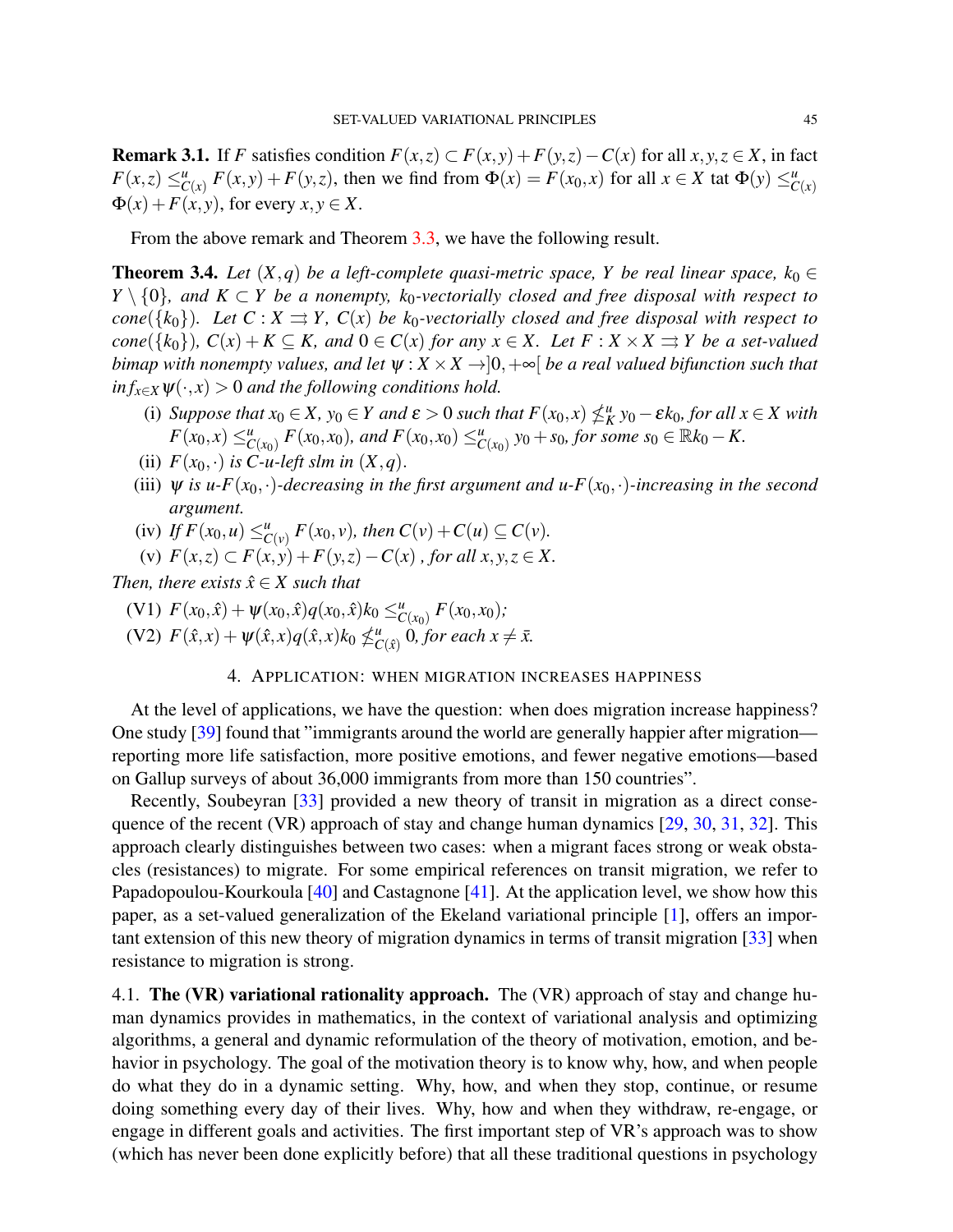**Remark 3.1.** If $F$ satisfies condition $F(x,z) \subset F(x,y) + F(y,z) - C(x)$ for all $x,y,z \in X$, in fact $F(x,z) \leq^u_{C(x)} F(x,y) + F(y,z)$, then we find from $\Phi(x) = F(x_0,x)$ for all $x \in X$ tat $\Phi(y) \leq^u_{C(x)} \Phi(x) + F(x,y)$, for every $x,y \in X$.

From the above remark and Theorem 3.3, we have the following result.

**Theorem 3.4.** *Let $(X,q)$ be a left-complete quasi-metric space, $Y$ be real linear space, $k_0 \in Y \setminus \{0\}$, and $K \subset Y$ be a nonempty, $k_0$-vectorially closed and free disposal with respect to $cone(\{k_0\})$. Let $C : X \rightrightarrows Y$, $C(x)$ be $k_0$-vectorially closed and free disposal with respect to $cone(\{k_0\})$, $C(x) + K \subseteq K$, and $0 \in C(x)$ for any $x \in X$. Let $F : X \times X \rightrightarrows Y$ be a set-valued bimap with nonempty values, and let $\psi : X \times X \to ]0,+\infty[$ be a real valued bifunction such that $inf_{x\in X}\psi(\cdot,x) > 0$ and the following conditions hold.*

- (i) *Suppose that $x_0 \in X$, $y_0 \in Y$ and $\varepsilon > 0$ such that $F(x_0,x) \nleq^u_K y_0 - \varepsilon k_0$, for all $x \in X$ with $F(x_0,x) \leq^u_{C(x_0)} F(x_0,x_0)$, and $F(x_0,x_0) \leq^u_{C(x_0)} y_0 + s_0$, for some $s_0 \in \mathbb{R}k_0 - K$.*
- (ii) *$F(x_0,\cdot)$ is $C$-$u$-left slm in $(X,q)$.*
- (iii) *$\psi$ is u-$F(x_0,\cdot)$-decreasing in the first argument and u-$F(x_0,\cdot)$-increasing in the second argument.*
- (iv) *If $F(x_0,u) \leq^u_{C(v)} F(x_0,v)$, then $C(v) + C(u) \subseteq C(v)$.*
- (v) *$F(x,z) \subset F(x,y) + F(y,z) - C(x)$ , for all $x,y,z \in X$.*

*Then, there exists $\hat{x} \in X$ such that*

- (V1) *$F(x_0,\hat{x}) + \psi(x_0,\hat{x})q(x_0,\hat{x})k_0 \leq^u_{C(x_0)} F(x_0,x_0)$;*
- (V2) *$F(\hat{x},x) + \psi(\hat{x},x)q(\hat{x},x)k_0 \nleq^u_{C(\hat{x})} 0$, for each $x \neq \bar{x}$.*

## 4. Application: when migration increases happiness

At the level of applications, we have the question: when does migration increase happiness? One study [39] found that "immigrants around the world are generally happier after migration—reporting more life satisfaction, more positive emotions, and fewer negative emotions—based on Gallup surveys of about 36,000 immigrants from more than 150 countries".

Recently, Soubeyran [33] provided a new theory of transit in migration as a direct consequence of the recent (VR) approach of stay and change human dynamics [29, 30, 31, 32]. This approach clearly distinguishes between two cases: when a migrant faces strong or weak obstacles (resistances) to migrate. For some empirical references on transit migration, we refer to Papadopoulou-Kourkoula [40] and Castagnone [41]. At the application level, we show how this paper, as a set-valued generalization of the Ekeland variational principle [1], offers an important extension of this new theory of migration dynamics in terms of transit migration [33] when resistance to migration is strong.

### 4.1. The (VR) variational rationality approach.

The (VR) approach of stay and change human dynamics provides in mathematics, in the context of variational analysis and optimizing algorithms, a general and dynamic reformulation of the theory of motivation, emotion, and behavior in psychology. The goal of the motivation theory is to know why, how, and when people do what they do in a dynamic setting. Why, how, and when they stop, continue, or resume doing something every day of their lives. Why, how and when they withdraw, re-engage, or engage in different goals and activities. The first important step of VR's approach was to show (which has never been done explicitly before) that all these traditional questions in psychology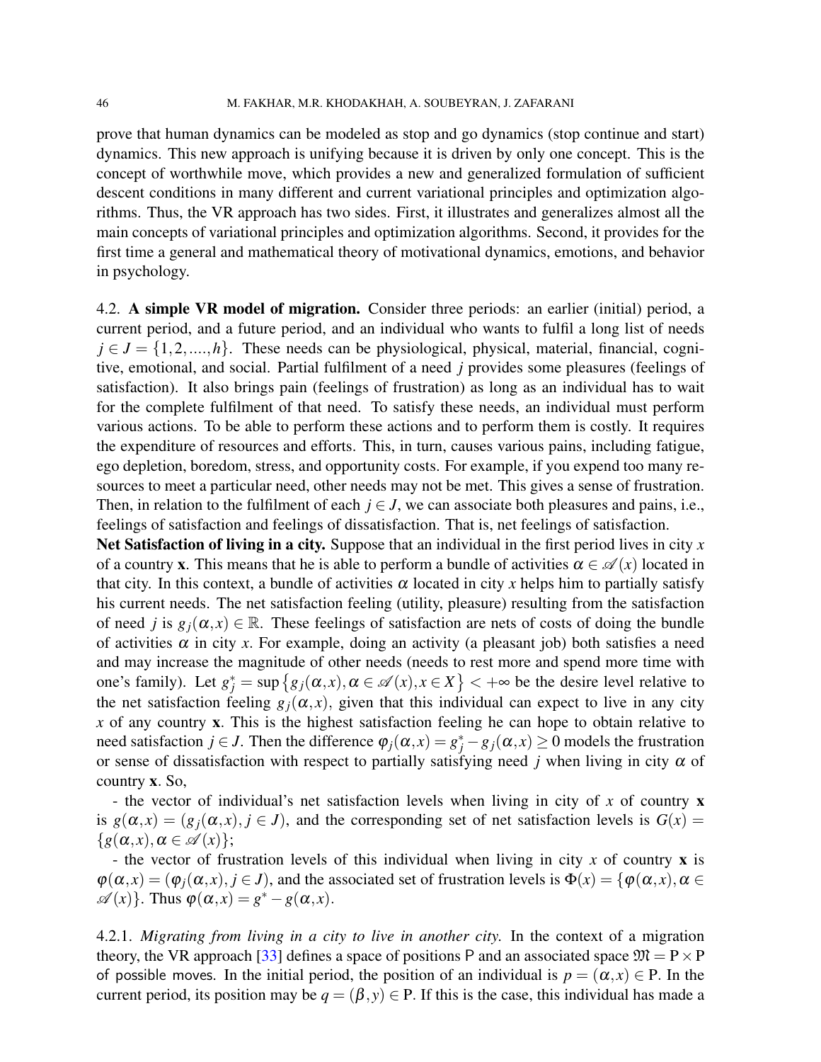prove that human dynamics can be modeled as stop and go dynamics (stop continue and start) dynamics. This new approach is unifying because it is driven by only one concept. This is the concept of worthwhile move, which provides a new and generalized formulation of sufficient descent conditions in many different and current variational principles and optimization algorithms. Thus, the VR approach has two sides. First, it illustrates and generalizes almost all the main concepts of variational principles and optimization algorithms. Second, it provides for the first time a general and mathematical theory of motivational dynamics, emotions, and behavior in psychology.

4.2. **A simple VR model of migration.** Consider three periods: an earlier (initial) period, a current period, and a future period, and an individual who wants to fulfil a long list of needs $j \in J = \{1, 2, ...., h\}$. These needs can be physiological, physical, material, financial, cognitive, emotional, and social. Partial fulfilment of a need $j$ provides some pleasures (feelings of satisfaction). It also brings pain (feelings of frustration) as long as an individual has to wait for the complete fulfilment of that need. To satisfy these needs, an individual must perform various actions. To be able to perform these actions and to perform them is costly. It requires the expenditure of resources and efforts. This, in turn, causes various pains, including fatigue, ego depletion, boredom, stress, and opportunity costs. For example, if you expend too many resources to meet a particular need, other needs may not be met. This gives a sense of frustration. Then, in relation to the fulfilment of each $j \in J$, we can associate both pleasures and pains, i.e., feelings of satisfaction and feelings of dissatisfaction. That is, net feelings of satisfaction.

**Net Satisfaction of living in a city.** Suppose that an individual in the first period lives in city $x$ of a country $\mathbf{x}$. This means that he is able to perform a bundle of activities $\alpha \in \mathscr{A}(x)$ located in that city. In this context, a bundle of activities $\alpha$ located in city $x$ helps him to partially satisfy his current needs. The net satisfaction feeling (utility, pleasure) resulting from the satisfaction of need $j$ is $g_j(\alpha, x) \in \mathbb{R}$. These feelings of satisfaction are nets of costs of doing the bundle of activities $\alpha$ in city $x$. For example, doing an activity (a pleasant job) both satisfies a need and may increase the magnitude of other needs (needs to rest more and spend more time with one's family). Let $g_j^* = \sup\{g_j(\alpha, x), \alpha \in \mathscr{A}(x), x \in X\} < +\infty$ be the desire level relative to the net satisfaction feeling $g_j(\alpha, x)$, given that this individual can expect to live in any city $x$ of any country $\mathbf{x}$. This is the highest satisfaction feeling he can hope to obtain relative to need satisfaction $j \in J$. Then the difference $\varphi_j(\alpha, x) = g_j^* - g_j(\alpha, x) \geq 0$ models the frustration or sense of dissatisfaction with respect to partially satisfying need $j$ when living in city $\alpha$ of country $\mathbf{x}$. So,

- the vector of individual's net satisfaction levels when living in city of $x$ of country $\mathbf{x}$ is $g(\alpha, x) = (g_j(\alpha, x), j \in J)$, and the corresponding set of net satisfaction levels is $G(x) = \{g(\alpha, x), \alpha \in \mathscr{A}(x)\}$;

- the vector of frustration levels of this individual when living in city $x$ of country $\mathbf{x}$ is $\varphi(\alpha, x) = (\varphi_j(\alpha, x), j \in J)$, and the associated set of frustration levels is $\Phi(x) = \{\varphi(\alpha, x), \alpha \in \mathscr{A}(x)\}$. Thus $\varphi(\alpha, x) = g^* - g(\alpha, x)$.

4.2.1. *Migrating from living in a city to live in another city.* In the context of a migration theory, the VR approach [33] defines a space of positions $\mathsf{P}$ and an associated space $\mathfrak{M} = \mathsf{P} \times \mathsf{P}$ of possible moves. In the initial period, the position of an individual is $p = (\alpha, x) \in \mathsf{P}$. In the current period, its position may be $q = (\beta, y) \in \mathsf{P}$. If this is the case, this individual has made a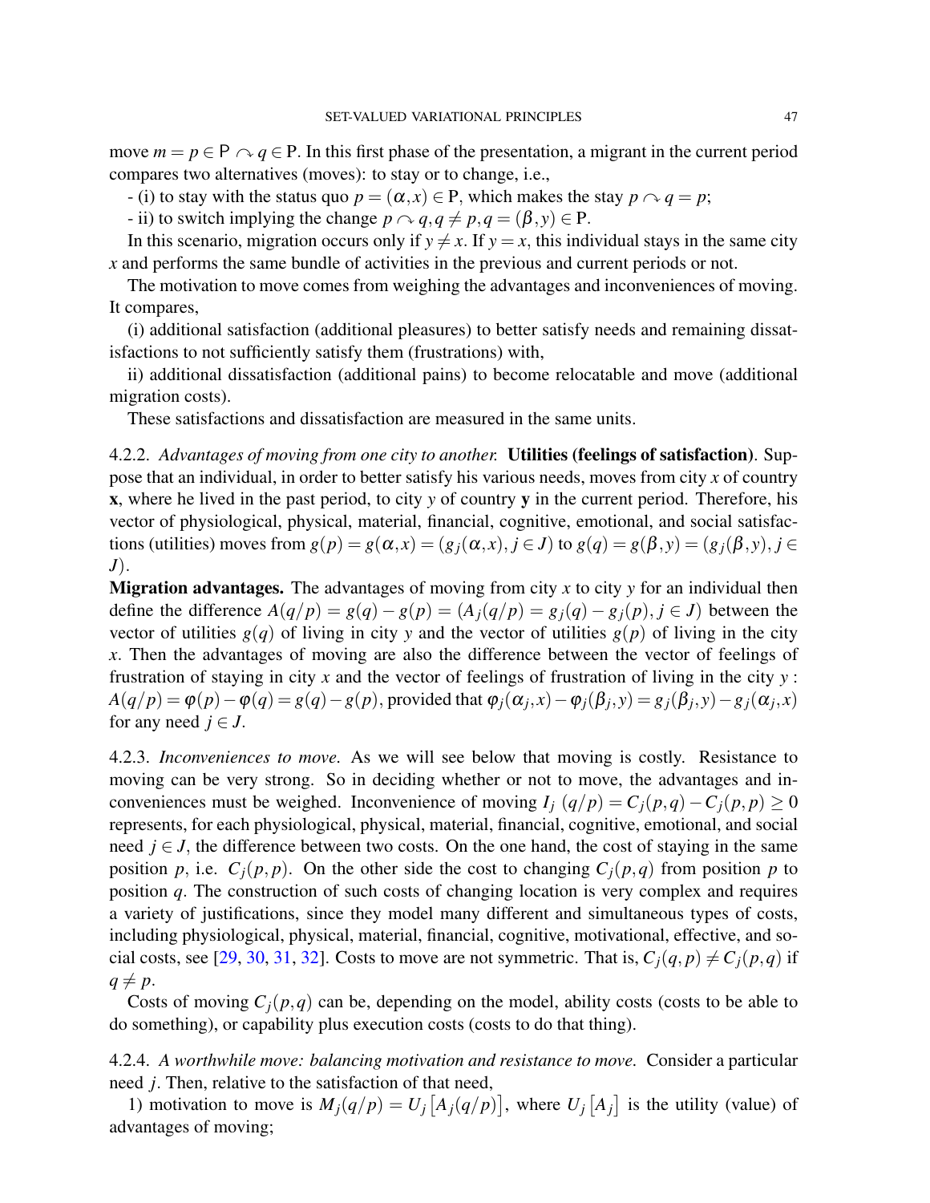move $m = p \in \mathsf{P} \curvearrowright q \in \mathsf{P}$. In this first phase of the presentation, a migrant in the current period compares two alternatives (moves): to stay or to change, i.e.,

- (i) to stay with the status quo $p = (\alpha, x) \in \mathsf{P}$, which makes the stay $p \curvearrowright q = p$;

- ii) to switch implying the change $p \curvearrowright q, q \neq p, q = (\beta, y) \in \mathsf{P}$.

In this scenario, migration occurs only if $y \neq x$. If $y = x$, this individual stays in the same city $x$ and performs the same bundle of activities in the previous and current periods or not.

The motivation to move comes from weighing the advantages and inconveniences of moving. It compares,

(i) additional satisfaction (additional pleasures) to better satisfy needs and remaining dissatisfactions to not sufficiently satisfy them (frustrations) with,

ii) additional dissatisfaction (additional pains) to become relocatable and move (additional migration costs).

These satisfactions and dissatisfaction are measured in the same units.

4.2.2. *Advantages of moving from one city to another.* **Utilities (feelings of satisfaction)**. Suppose that an individual, in order to better satisfy his various needs, moves from city $x$ of country $\mathbf{x}$, where he lived in the past period, to city $y$ of country $\mathbf{y}$ in the current period. Therefore, his vector of physiological, physical, material, financial, cognitive, emotional, and social satisfactions (utilities) moves from $g(p) = g(\alpha, x) = (g_j(\alpha, x), j \in J)$ to $g(q) = g(\beta, y) = (g_j(\beta, y), j \in J)$.

**Migration advantages.** The advantages of moving from city $x$ to city $y$ for an individual then define the difference $A(q/p) = g(q) - g(p) = (A_j(q/p) = g_j(q) - g_j(p), j \in J)$ between the vector of utilities $g(q)$ of living in city $y$ and the vector of utilities $g(p)$ of living in the city $x$. Then the advantages of moving are also the difference between the vector of feelings of frustration of staying in city $x$ and the vector of feelings of frustration of living in the city $y$ : $A(q/p) = \varphi(p) - \varphi(q) = g(q) - g(p)$, provided that $\varphi_j(\alpha_j, x) - \varphi_j(\beta_j, y) = g_j(\beta_j, y) - g_j(\alpha_j, x)$ for any need $j \in J$.

4.2.3. *Inconveniences to move.* As we will see below that moving is costly. Resistance to moving can be very strong. So in deciding whether or not to move, the advantages and inconveniences must be weighed. Inconvenience of moving $I_j\ (q/p) = C_j(p, q) - C_j(p, p) \geq 0$ represents, for each physiological, physical, material, financial, cognitive, emotional, and social need $j \in J$, the difference between two costs. On the one hand, the cost of staying in the same position $p$, i.e. $C_j(p, p)$. On the other side the cost to changing $C_j(p, q)$ from position $p$ to position $q$. The construction of such costs of changing location is very complex and requires a variety of justifications, since they model many different and simultaneous types of costs, including physiological, physical, material, financial, cognitive, motivational, effective, and social costs, see [29, 30, 31, 32]. Costs to move are not symmetric. That is, $C_j(q, p) \neq C_j(p, q)$ if $q \neq p$.

Costs of moving $C_j(p, q)$ can be, depending on the model, ability costs (costs to be able to do something), or capability plus execution costs (costs to do that thing).

4.2.4. *A worthwhile move: balancing motivation and resistance to move.* Consider a particular need $j$. Then, relative to the satisfaction of that need,

1) motivation to move is $M_j(q/p) = U_j\left[A_j(q/p)\right]$, where $U_j\left[A_j\right]$ is the utility (value) of advantages of moving;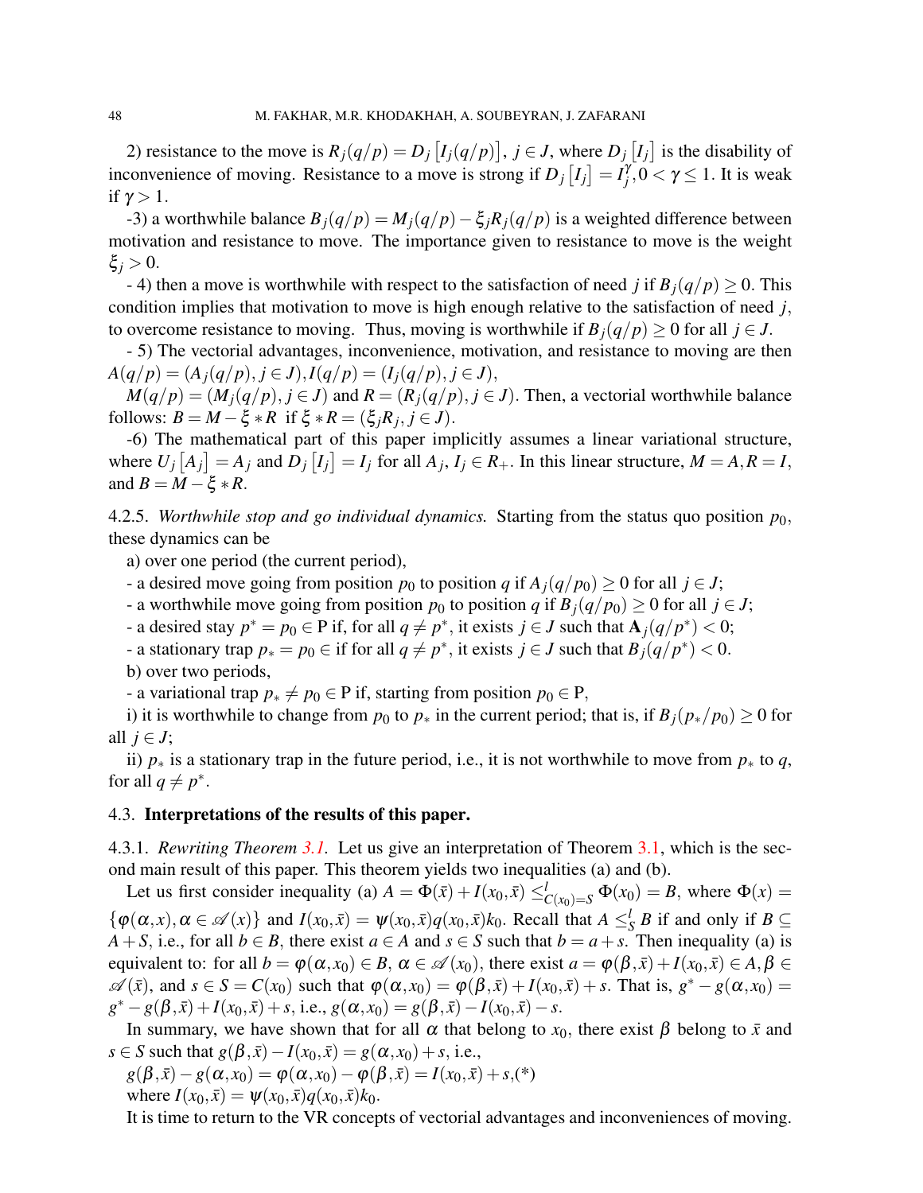2) resistance to the move is $R_j(q/p) = D_j\left[I_j(q/p)\right],\ j \in J$, where $D_j\left[I_j\right]$ is the disability of inconvenience of moving. Resistance to a move is strong if $D_j\left[I_j\right] = I_j^{\gamma}, 0 < \gamma \leq 1$. It is weak if $\gamma > 1$.

-3) a worthwhile balance $B_j(q/p) = M_j(q/p) - \xi_j R_j(q/p)$ is a weighted difference between motivation and resistance to move. The importance given to resistance to move is the weight $\xi_j > 0$.

- 4) then a move is worthwhile with respect to the satisfaction of need $j$ if $B_j(q/p) \geq 0$. This condition implies that motivation to move is high enough relative to the satisfaction of need $j$, to overcome resistance to moving. Thus, moving is worthwhile if $B_j(q/p) \geq 0$ for all $j \in J$.

- 5) The vectorial advantages, inconvenience, motivation, and resistance to moving are then $A(q/p) = (A_j(q/p), j \in J), I(q/p) = (I_j(q/p), j \in J)$,
$M(q/p) = (M_j(q/p), j \in J)$ and $R = (R_j(q/p), j \in J)$. Then, a vectorial worthwhile balance follows: $B = M - \xi * R$ if $\xi * R = (\xi_j R_j, j \in J)$.

-6) The mathematical part of this paper implicitly assumes a linear variational structure, where $U_j\left[A_j\right] = A_j$ and $D_j\left[I_j\right] = I_j$ for all $A_j,\ I_j \in R_+$. In this linear structure, $M = A, R = I$, and $B = M - \xi * R$.

4.2.5. *Worthwhile stop and go individual dynamics.* Starting from the status quo position $p_0$, these dynamics can be

a) over one period (the current period),

- a desired move going from position $p_0$ to position $q$ if $A_j(q/p_0) \geq 0$ for all $j \in J$;
- a worthwhile move going from position $p_0$ to position $q$ if $B_j(q/p_0) \geq 0$ for all $j \in J$;
- a desired stay $p^* = p_0 \in \mathrm{P}$ if, for all $q \neq p^*$, it exists $j \in J$ such that $\mathbf{A}_j(q/p^*) < 0$;
- a stationary trap $p_* = p_0 \in$ if for all $q \neq p^*$, it exists $j \in J$ such that $B_j(q/p^*) < 0$.

b) over two periods,

- a variational trap $p_* \neq p_0 \in \mathrm{P}$ if, starting from position $p_0 \in \mathrm{P}$,

i) it is worthwhile to change from $p_0$ to $p_*$ in the current period; that is, if $B_j(p_*/p_0) \geq 0$ for all $j \in J$;

ii) $p_*$ is a stationary trap in the future period, i.e., it is not worthwhile to move from $p_*$ to $q$, for all $q \neq p^*$.

### 4.3. **Interpretations of the results of this paper.**

4.3.1. *Rewriting Theorem 3.1.* Let us give an interpretation of Theorem 3.1, which is the second main result of this paper. This theorem yields two inequalities (a) and (b).

Let us first consider inequality (a) $A = \Phi(\bar{x}) + I(x_0, \bar{x}) \leq^l_{C(x_0)=S} \Phi(x_0) = B$, where $\Phi(x) = \{\varphi(\alpha, x), \alpha \in \mathscr{A}(x)\}$ and $I(x_0, \bar{x}) = \psi(x_0, \bar{x})q(x_0, \bar{x})k_0$. Recall that $A \leq^l_S B$ if and only if $B \subseteq A + S$, i.e., for all $b \in B$, there exist $a \in A$ and $s \in S$ such that $b = a + s$. Then inequality (a) is equivalent to: for all $b = \varphi(\alpha, x_0) \in B,\ \alpha \in \mathscr{A}(x_0)$, there exist $a = \varphi(\beta, \bar{x}) + I(x_0, \bar{x}) \in A, \beta \in \mathscr{A}(\bar{x})$, and $s \in S = C(x_0)$ such that $\varphi(\alpha, x_0) = \varphi(\beta, \bar{x}) + I(x_0, \bar{x}) + s$. That is, $g^* - g(\alpha, x_0) = g^* - g(\beta, \bar{x}) + I(x_0, \bar{x}) + s$, i.e., $g(\alpha, x_0) = g(\beta, \bar{x}) - I(x_0, \bar{x}) - s$.

In summary, we have shown that for all $\alpha$ that belong to $x_0$, there exist $\beta$ belong to $\bar{x}$ and $s \in S$ such that $g(\beta, \bar{x}) - I(x_0, \bar{x}) = g(\alpha, x_0) + s$, i.e.,

$g(\beta, \bar{x}) - g(\alpha, x_0) = \varphi(\alpha, x_0) - \varphi(\beta, \bar{x}) = I(x_0, \bar{x}) + s$,(*)

where $I(x_0, \bar{x}) = \psi(x_0, \bar{x})q(x_0, \bar{x})k_0$.

It is time to return to the VR concepts of vectorial advantages and inconveniences of moving.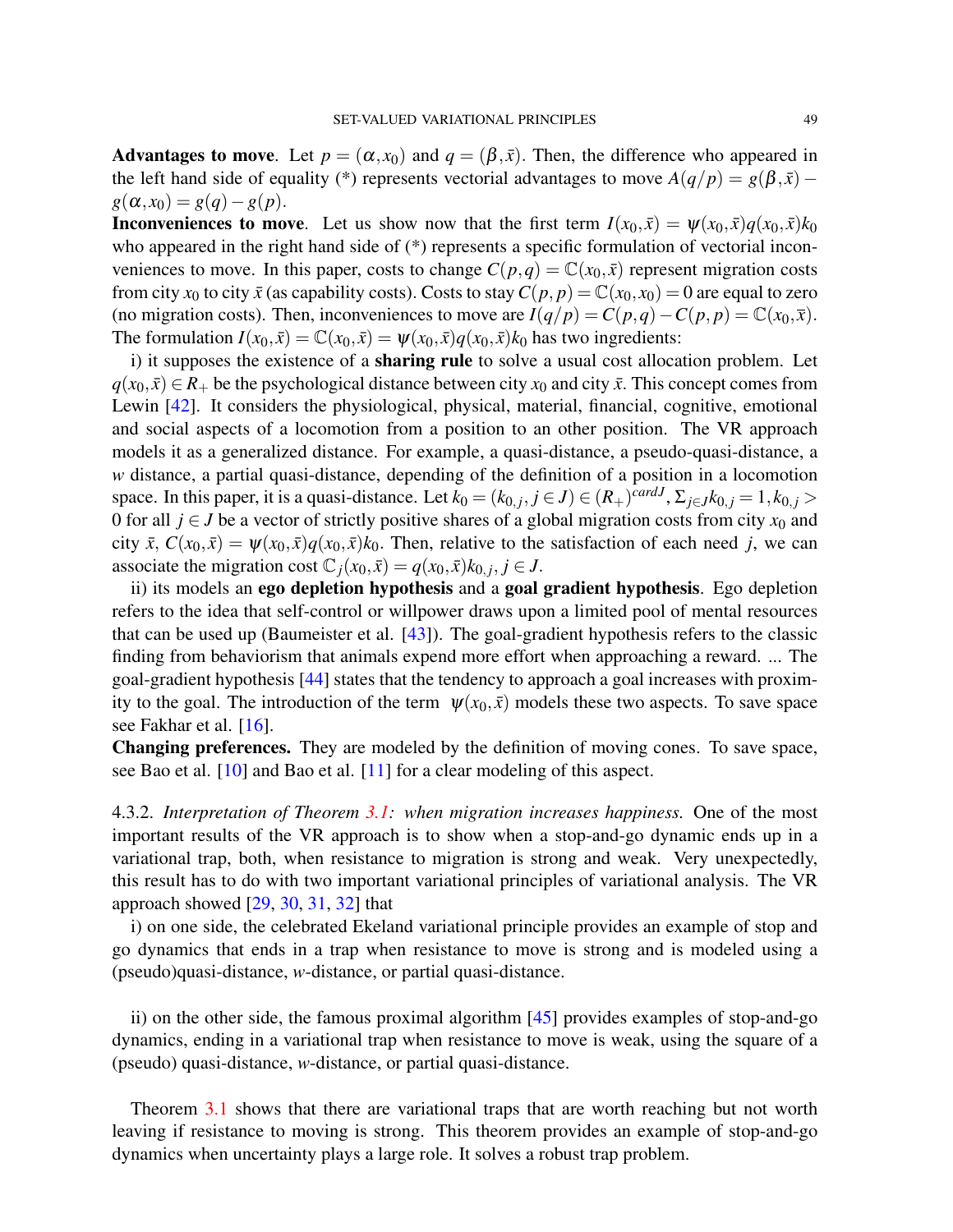**Advantages to move**. Let $p = (\alpha, x_0)$ and $q = (\beta, \bar{x})$. Then, the difference who appeared in the left hand side of equality (*) represents vectorial advantages to move $A(q/p) = g(\beta, \bar{x}) - g(\alpha, x_0) = g(q) - g(p)$.

**Inconveniences to move**. Let us show now that the first term $I(x_0, \bar{x}) = \psi(x_0, \bar{x})q(x_0, \bar{x})k_0$ who appeared in the right hand side of (*) represents a specific formulation of vectorial inconveniences to move. In this paper, costs to change $C(p,q) = \mathbb{C}(x_0, \bar{x})$ represent migration costs from city $x_0$ to city $\bar{x}$ (as capability costs). Costs to stay $C(p,p) = \mathbb{C}(x_0, x_0) = 0$ are equal to zero (no migration costs). Then, inconveniences to move are $I(q/p) = C(p,q) - C(p,p) = \mathbb{C}(x_0, \bar{x})$. The formulation $I(x_0, \bar{x}) = \mathbb{C}(x_0, \bar{x}) = \psi(x_0, \bar{x})q(x_0, \bar{x})k_0$ has two ingredients:

i) it supposes the existence of a **sharing rule** to solve a usual cost allocation problem. Let $q(x_0, \bar{x}) \in R_+$ be the psychological distance between city $x_0$ and city $\bar{x}$. This concept comes from Lewin [42]. It considers the physiological, physical, material, financial, cognitive, emotional and social aspects of a locomotion from a position to an other position. The VR approach models it as a generalized distance. For example, a quasi-distance, a pseudo-quasi-distance, a $w$ distance, a partial quasi-distance, depending of the definition of a position in a locomotion space. In this paper, it is a quasi-distance. Let $k_0 = (k_{0,j}, j \in J) \in (R_+)^{cardJ}$, $\Sigma_{j \in J} k_{0,j} = 1, k_{0,j} > 0$ for all $j \in J$ be a vector of strictly positive shares of a global migration costs from city $x_0$ and city $\bar{x}$, $C(x_0, \bar{x}) = \psi(x_0, \bar{x})q(x_0, \bar{x})k_0$. Then, relative to the satisfaction of each need $j$, we can associate the migration cost $\mathbb{C}_j(x_0, \bar{x}) = q(x_0, \bar{x})k_{0,j}, j \in J$.

ii) its models an **ego depletion hypothesis** and a **goal gradient hypothesis**. Ego depletion refers to the idea that self-control or willpower draws upon a limited pool of mental resources that can be used up (Baumeister et al. [43]). The goal-gradient hypothesis refers to the classic finding from behaviorism that animals expend more effort when approaching a reward. ... The goal-gradient hypothesis [44] states that the tendency to approach a goal increases with proximity to the goal. The introduction of the term $\psi(x_0, \bar{x})$ models these two aspects. To save space see Fakhar et al. [16].

**Changing preferences.** They are modeled by the definition of moving cones. To save space, see Bao et al. [10] and Bao et al. [11] for a clear modeling of this aspect.

4.3.2. *Interpretation of Theorem 3.1: when migration increases happiness.* One of the most important results of the VR approach is to show when a stop-and-go dynamic ends up in a variational trap, both, when resistance to migration is strong and weak. Very unexpectedly, this result has to do with two important variational principles of variational analysis. The VR approach showed [29, 30, 31, 32] that

i) on one side, the celebrated Ekeland variational principle provides an example of stop and go dynamics that ends in a trap when resistance to move is strong and is modeled using a (pseudo)quasi-distance, $w$-distance, or partial quasi-distance.

ii) on the other side, the famous proximal algorithm [45] provides examples of stop-and-go dynamics, ending in a variational trap when resistance to move is weak, using the square of a (pseudo) quasi-distance, $w$-distance, or partial quasi-distance.

Theorem 3.1 shows that there are variational traps that are worth reaching but not worth leaving if resistance to moving is strong. This theorem provides an example of stop-and-go dynamics when uncertainty plays a large role. It solves a robust trap problem.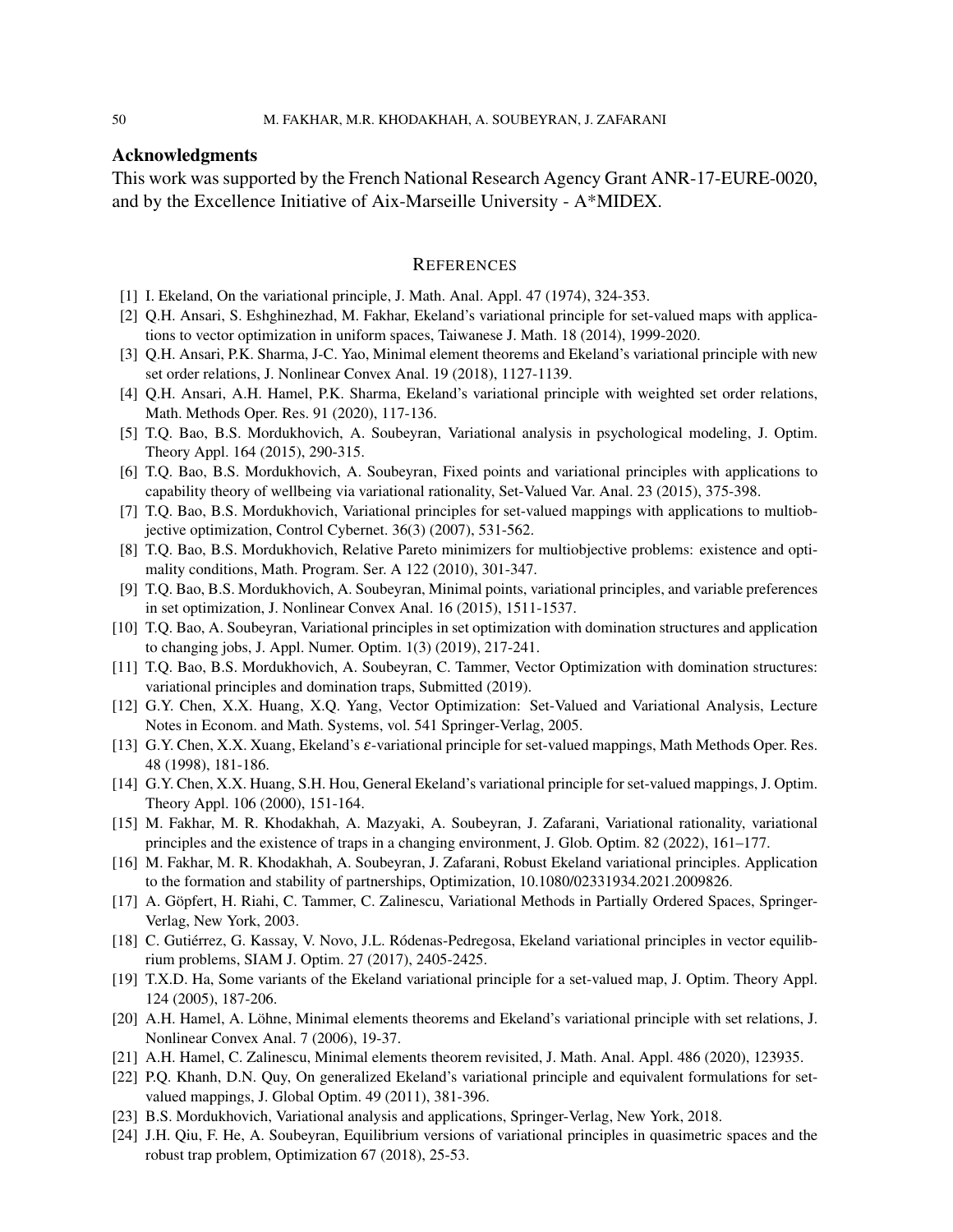## Acknowledgments

This work was supported by the French National Research Agency Grant ANR-17-EURE-0020, and by the Excellence Initiative of Aix-Marseille University - A*MIDEX.

## REFERENCES

[1] I. Ekeland, On the variational principle, J. Math. Anal. Appl. 47 (1974), 324-353.

[2] Q.H. Ansari, S. Eshghinezhad, M. Fakhar, Ekeland's variational principle for set-valued maps with applications to vector optimization in uniform spaces, Taiwanese J. Math. 18 (2014), 1999-2020.

[3] Q.H. Ansari, P.K. Sharma, J-C. Yao, Minimal element theorems and Ekeland's variational principle with new set order relations, J. Nonlinear Convex Anal. 19 (2018), 1127-1139.

[4] Q.H. Ansari, A.H. Hamel, P.K. Sharma, Ekeland's variational principle with weighted set order relations, Math. Methods Oper. Res. 91 (2020), 117-136.

[5] T.Q. Bao, B.S. Mordukhovich, A. Soubeyran, Variational analysis in psychological modeling, J. Optim. Theory Appl. 164 (2015), 290-315.

[6] T.Q. Bao, B.S. Mordukhovich, A. Soubeyran, Fixed points and variational principles with applications to capability theory of wellbeing via variational rationality, Set-Valued Var. Anal. 23 (2015), 375-398.

[7] T.Q. Bao, B.S. Mordukhovich, Variational principles for set-valued mappings with applications to multiobjective optimization, Control Cybernet. 36(3) (2007), 531-562.

[8] T.Q. Bao, B.S. Mordukhovich, Relative Pareto minimizers for multiobjective problems: existence and optimality conditions, Math. Program. Ser. A 122 (2010), 301-347.

[9] T.Q. Bao, B.S. Mordukhovich, A. Soubeyran, Minimal points, variational principles, and variable preferences in set optimization, J. Nonlinear Convex Anal. 16 (2015), 1511-1537.

[10] T.Q. Bao, A. Soubeyran, Variational principles in set optimization with domination structures and application to changing jobs, J. Appl. Numer. Optim. 1(3) (2019), 217-241.

[11] T.Q. Bao, B.S. Mordukhovich, A. Soubeyran, C. Tammer, Vector Optimization with domination structures: variational principles and domination traps, Submitted (2019).

[12] G.Y. Chen, X.X. Huang, X.Q. Yang, Vector Optimization: Set-Valued and Variational Analysis, Lecture Notes in Econom. and Math. Systems, vol. 541 Springer-Verlag, 2005.

[13] G.Y. Chen, X.X. Xuang, Ekeland's $\varepsilon$-variational principle for set-valued mappings, Math Methods Oper. Res. 48 (1998), 181-186.

[14] G.Y. Chen, X.X. Huang, S.H. Hou, General Ekeland's variational principle for set-valued mappings, J. Optim. Theory Appl. 106 (2000), 151-164.

[15] M. Fakhar, M. R. Khodakhah, A. Mazyaki, A. Soubeyran, J. Zafarani, Variational rationality, variational principles and the existence of traps in a changing environment, J. Glob. Optim. 82 (2022), 161–177.

[16] M. Fakhar, M. R. Khodakhah, A. Soubeyran, J. Zafarani, Robust Ekeland variational principles. Application to the formation and stability of partnerships, Optimization, 10.1080/02331934.2021.2009826.

[17] A. Göpfert, H. Riahi, C. Tammer, C. Zalinescu, Variational Methods in Partially Ordered Spaces, Springer-Verlag, New York, 2003.

[18] C. Gutiérrez, G. Kassay, V. Novo, J.L. Ródenas-Pedregosa, Ekeland variational principles in vector equilibrium problems, SIAM J. Optim. 27 (2017), 2405-2425.

[19] T.X.D. Ha, Some variants of the Ekeland variational principle for a set-valued map, J. Optim. Theory Appl. 124 (2005), 187-206.

[20] A.H. Hamel, A. Löhne, Minimal elements theorems and Ekeland's variational principle with set relations, J. Nonlinear Convex Anal. 7 (2006), 19-37.

[21] A.H. Hamel, C. Zalinescu, Minimal elements theorem revisited, J. Math. Anal. Appl. 486 (2020), 123935.

[22] P.Q. Khanh, D.N. Quy, On generalized Ekeland's variational principle and equivalent formulations for set-valued mappings, J. Global Optim. 49 (2011), 381-396.

[23] B.S. Mordukhovich, Variational analysis and applications, Springer-Verlag, New York, 2018.

[24] J.H. Qiu, F. He, A. Soubeyran, Equilibrium versions of variational principles in quasimetric spaces and the robust trap problem, Optimization 67 (2018), 25-53.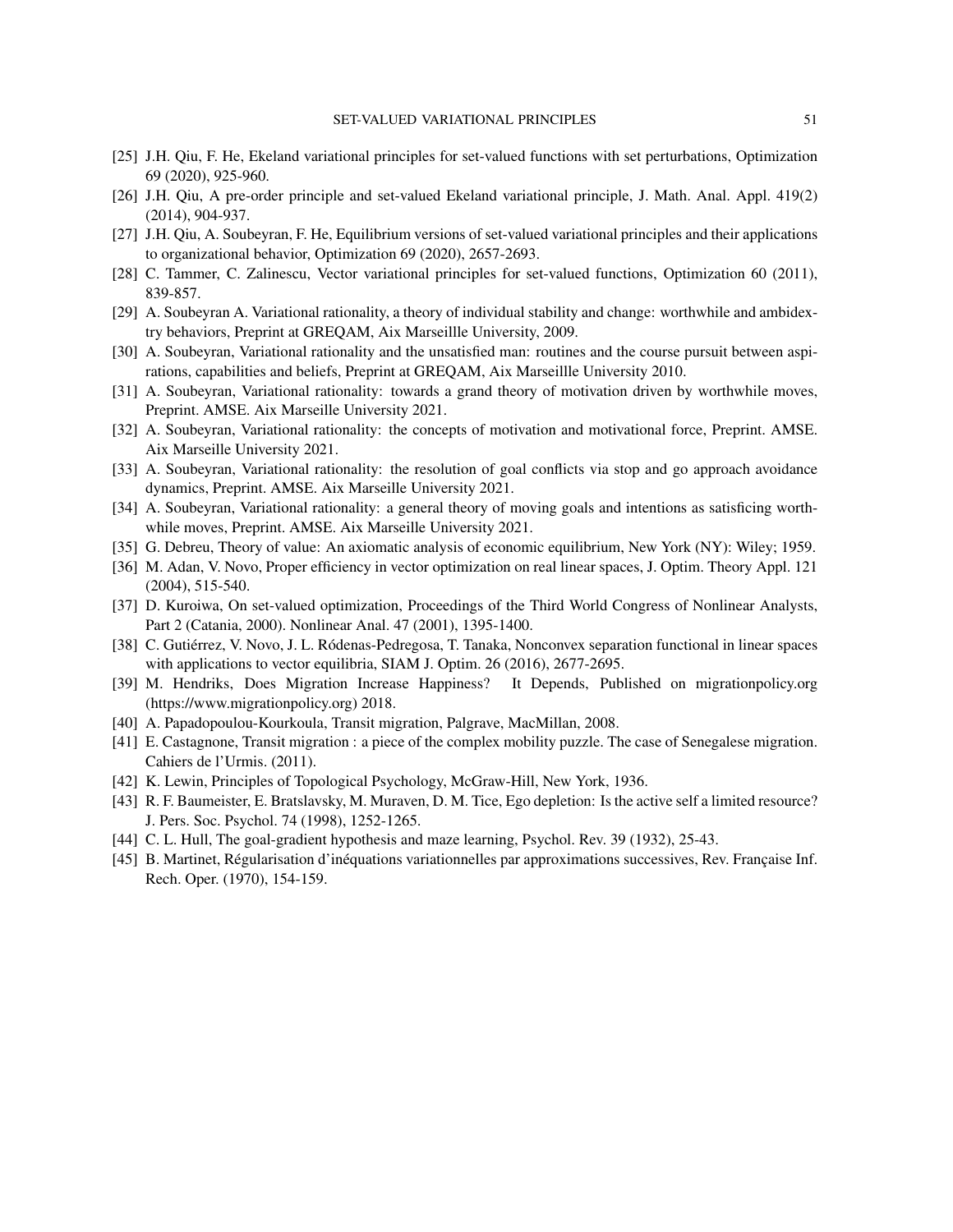[25] J.H. Qiu, F. He, Ekeland variational principles for set-valued functions with set perturbations, Optimization 69 (2020), 925-960.

[26] J.H. Qiu, A pre-order principle and set-valued Ekeland variational principle, J. Math. Anal. Appl. 419(2) (2014), 904-937.

[27] J.H. Qiu, A. Soubeyran, F. He, Equilibrium versions of set-valued variational principles and their applications to organizational behavior, Optimization 69 (2020), 2657-2693.

[28] C. Tammer, C. Zalinescu, Vector variational principles for set-valued functions, Optimization 60 (2011), 839-857.

[29] A. Soubeyran A. Variational rationality, a theory of individual stability and change: worthwhile and ambidextry behaviors, Preprint at GREQAM, Aix Marseillle University, 2009.

[30] A. Soubeyran, Variational rationality and the unsatisfied man: routines and the course pursuit between aspirations, capabilities and beliefs, Preprint at GREQAM, Aix Marseillle University 2010.

[31] A. Soubeyran, Variational rationality: towards a grand theory of motivation driven by worthwhile moves, Preprint. AMSE. Aix Marseille University 2021.

[32] A. Soubeyran, Variational rationality: the concepts of motivation and motivational force, Preprint. AMSE. Aix Marseille University 2021.

[33] A. Soubeyran, Variational rationality: the resolution of goal conflicts via stop and go approach avoidance dynamics, Preprint. AMSE. Aix Marseille University 2021.

[34] A. Soubeyran, Variational rationality: a general theory of moving goals and intentions as satisficing worthwhile moves, Preprint. AMSE. Aix Marseille University 2021.

[35] G. Debreu, Theory of value: An axiomatic analysis of economic equilibrium, New York (NY): Wiley; 1959.

[36] M. Adan, V. Novo, Proper efficiency in vector optimization on real linear spaces, J. Optim. Theory Appl. 121 (2004), 515-540.

[37] D. Kuroiwa, On set-valued optimization, Proceedings of the Third World Congress of Nonlinear Analysts, Part 2 (Catania, 2000). Nonlinear Anal. 47 (2001), 1395-1400.

[38] C. Gutiérrez, V. Novo, J. L. Ródenas-Pedregosa, T. Tanaka, Nonconvex separation functional in linear spaces with applications to vector equilibria, SIAM J. Optim. 26 (2016), 2677-2695.

[39] M. Hendriks, Does Migration Increase Happiness? It Depends, Published on migrationpolicy.org (https://www.migrationpolicy.org) 2018.

[40] A. Papadopoulou-Kourkoula, Transit migration, Palgrave, MacMillan, 2008.

[41] E. Castagnone, Transit migration : a piece of the complex mobility puzzle. The case of Senegalese migration. Cahiers de l'Urmis. (2011).

[42] K. Lewin, Principles of Topological Psychology, McGraw-Hill, New York, 1936.

[43] R. F. Baumeister, E. Bratslavsky, M. Muraven, D. M. Tice, Ego depletion: Is the active self a limited resource? J. Pers. Soc. Psychol. 74 (1998), 1252-1265.

[44] C. L. Hull, The goal-gradient hypothesis and maze learning, Psychol. Rev. 39 (1932), 25-43.

[45] B. Martinet, Régularisation d'inéquations variationnelles par approximations successives, Rev. Française Inf. Rech. Oper. (1970), 154-159.